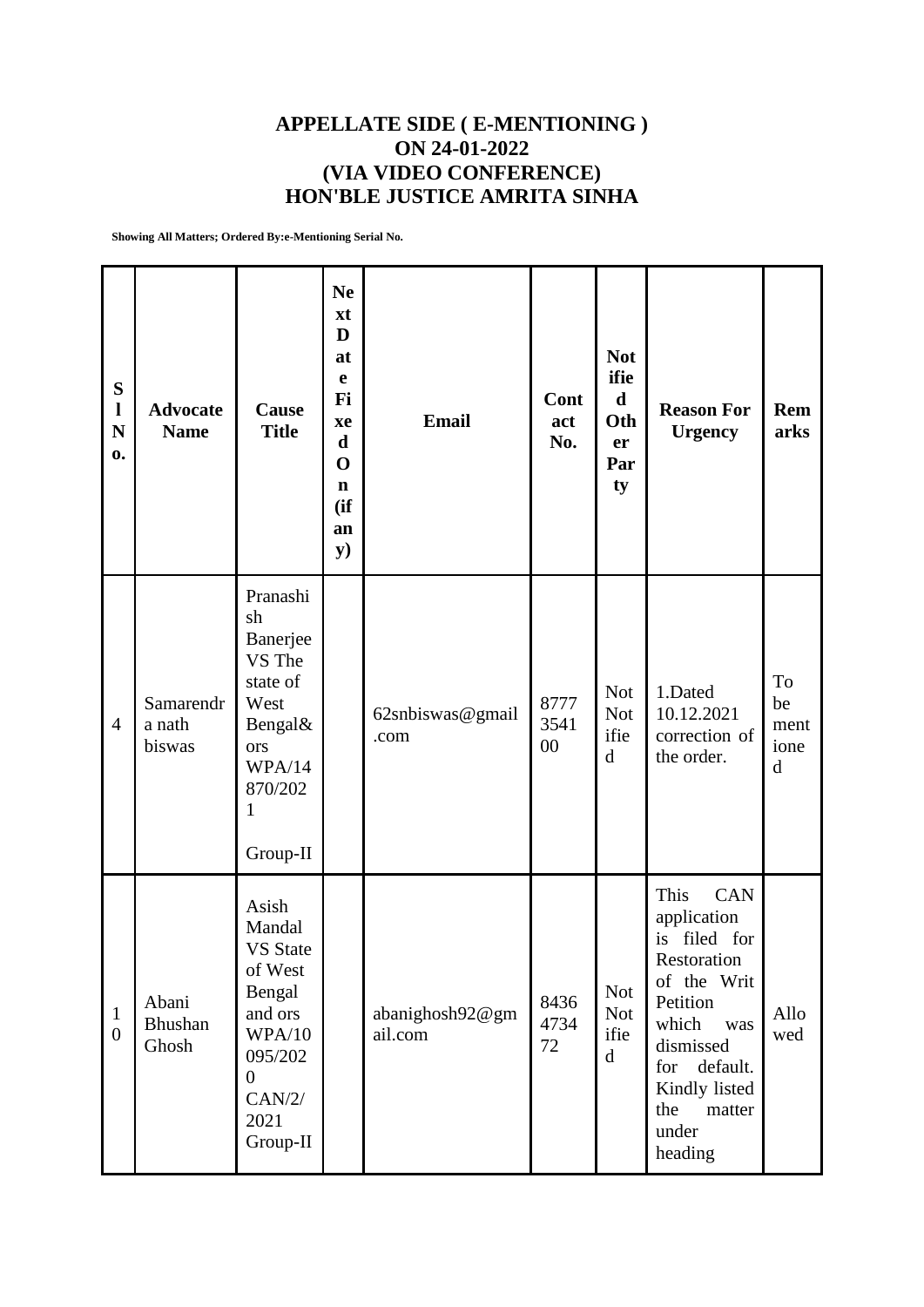# APPELLATE SIDE ( E-MENTIONING )
# ON 24-01-2022
# (VIA VIDEO CONFERENCE)
# HON'BLE JUSTICE AMRITA SINHA

**Showing All Matters; Ordered By:e-Mentioning Serial No.**

| Sl No. | Advocate Name | Cause Title | Next Date Fixed On (if any) | Email | Contact No. | Notified Other Party | Reason For Urgency | Remarks |
|---|---|---|---|---|---|---|---|---|
| 4 | Samarendra nath biswas | Pranashish Banerjee VS The state of West Bengal& ors WPA/14870/2021 Group-II | | 62snbiswas@gmail.com | 8777354100 | Not Notified | 1.Dated 10.12.2021 correction of the order. | To be mentioned |
| 10 | Abani Bhushan Ghosh | Asish Mandal VS State of West Bengal and ors WPA/10095/2020 CAN/2/2021 Group-II | | abanighosh92@gmail.com | 8436473472 | Not Notified | This CAN application is filed for Restoration of the Writ Petition which was dismissed for default. Kindly listed the matter under heading | Allowed |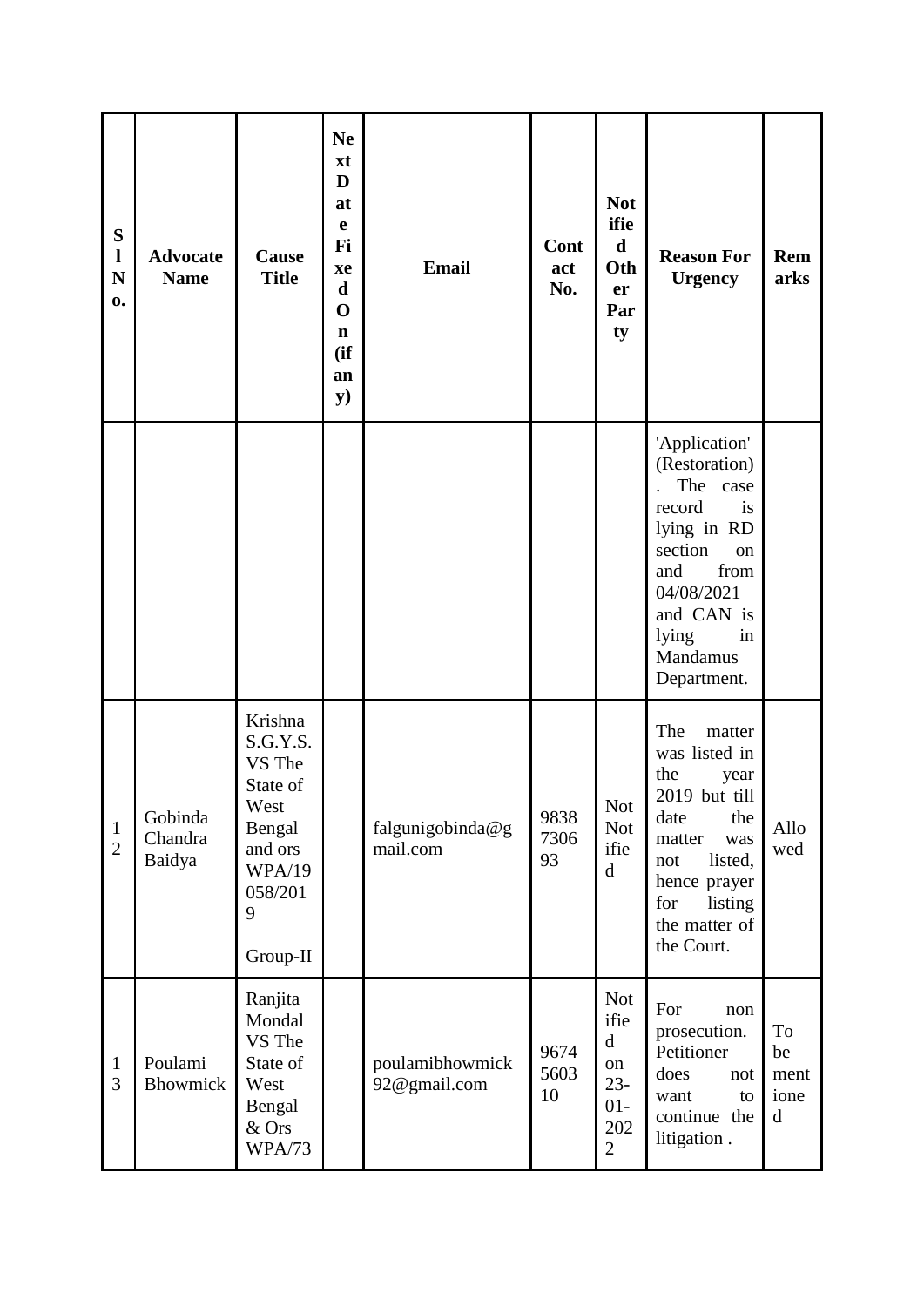| Sl No. | Advocate Name | Cause Title | Next Date Fixed On (if any) | Email | Contact No. | Notified Other Party | Reason For Urgency | Remarks |
|---|---|---|---|---|---|---|---|---|
| | | | | | | | 'Application' (Restoration). The case record is lying in RD section on and from 04/08/2021 and CAN is lying in Mandamus Department. | |
| 12 | Gobinda Chandra Baidya | Krishna S.G.Y.S. VS The State of West Bengal and ors WPA/19058/2019 Group-II | | falgunigobinda@gmail.com | 9838730693 | Not Notified | The matter was listed in the year 2019 but till date the matter was not listed, hence prayer for listing the matter of the Court. | Allowed |
| 13 | Poulami Bhowmick | Ranjita Mondal VS The State of West Bengal & Ors WPA/73 | | poulamibhowmick92@gmail.com | 9674560310 | Notified on 23-01-2022 | For non prosecution. Petitioner does not want to continue the litigation . | To be mentioned |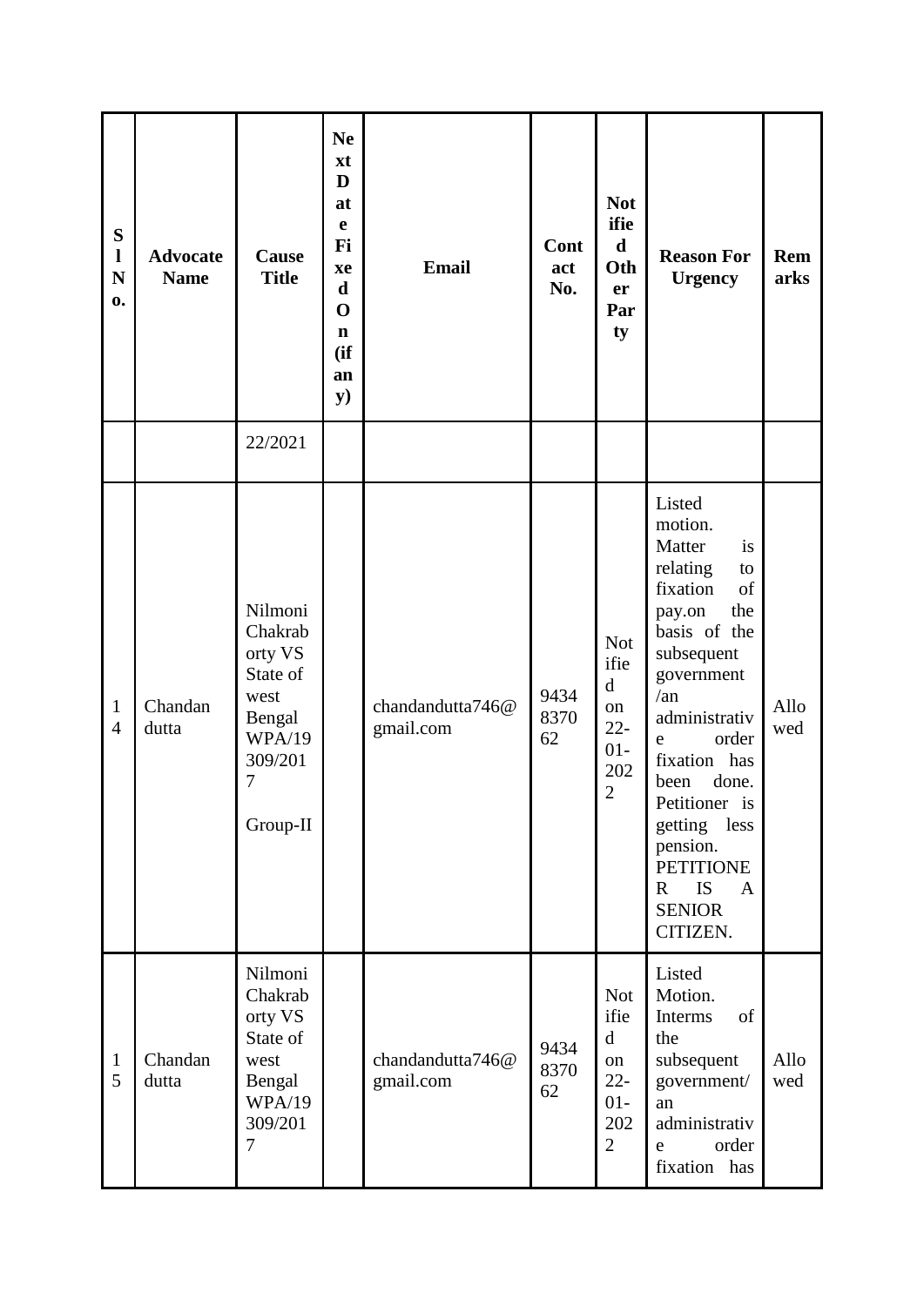| Sl No. | Advocate Name | Cause Title | Next Date Fixed On (if any) | Email | Contact No. | Notified Other Party | Reason For Urgency | Remarks |
|---|---|---|---|---|---|---|---|---|
| | | 22/2021 | | | | | | |
| 14 | Chandan dutta | Nilmoni Chakraborty VS State of west Bengal WPA/19309/2017 Group-II | | chandandutta746@gmail.com | 9434837062 | Notified on 22-01-2022 | Listed motion. Matter is relating to fixation of pay.on the basis of the subsequent government /an administrative order fixation has been done. Petitioner is getting less pension. PETITIONER IS A SENIOR CITIZEN. | Allowed |
| 15 | Chandan dutta | Nilmoni Chakraborty VS State of west Bengal WPA/19309/2017 | | chandandutta746@gmail.com | 9434837062 | Notified on 22-01-2022 | Listed Motion. Interms of the subsequent government/ an administrative order fixation has | Allowed |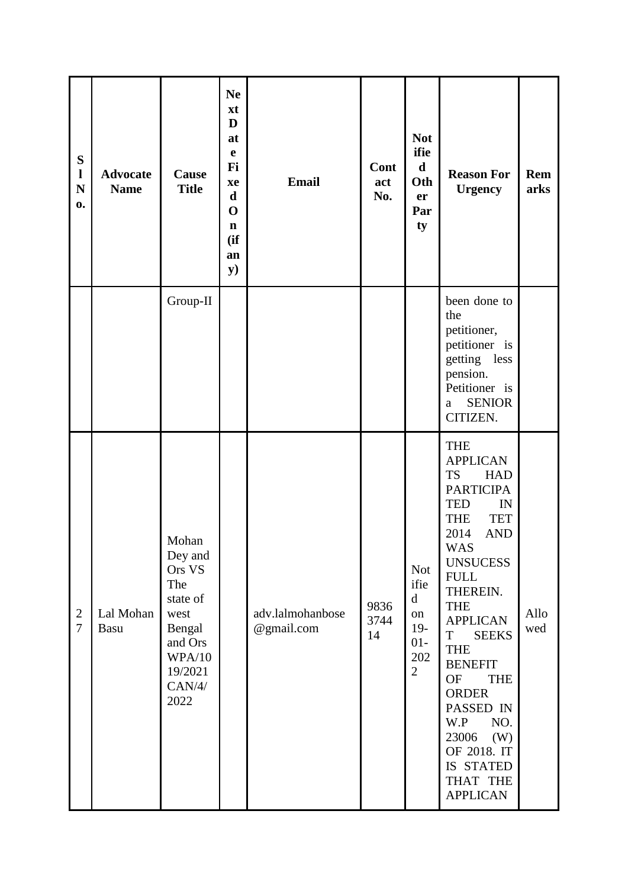| Sl No. | Advocate Name | Cause Title | Next Date Fixed On (if any) | Email | Contact No. | Notified Other Party | Reason For Urgency | Remarks |
|---|---|---|---|---|---|---|---|---|
| | | Group-II | | | | | been done to the petitioner, petitioner is getting less pension. Petitioner is a SENIOR CITIZEN. | |
| 27 | Lal Mohan Basu | Mohan Dey and Ors VS The state of west Bengal and Ors WPA/1019/2021 CAN/4/2022 | | adv.lalmohanbose@gmail.com | 9836374414 | Notified on 19-01-2022 | THE APPLICANTS HAD PARTICIPATED IN THE TET 2014 AND WAS UNSUCESSFULL THEREIN. THE APPLICANT SEEKS THE BENEFIT OF THE ORDER PASSED IN W.P NO. 23006 (W) OF 2018. IT IS STATED THAT THE APPLICAN | Allowed |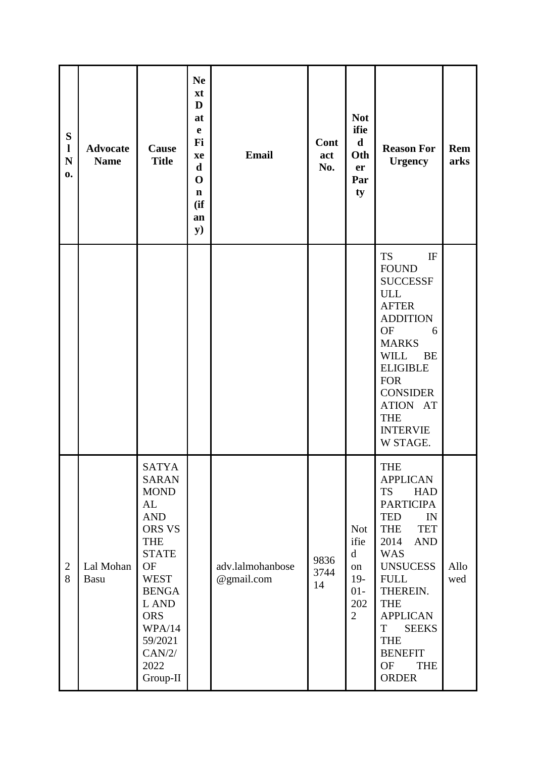| Sl No. | Advocate Name | Cause Title | Next Date Fixed On (if any) | Email | Contact No. | Notified Other Party | Reason For Urgency | Remarks |
|---|---|---|---|---|---|---|---|---|
| | | | | | | | TS IF FOUND SUCCESSFULL AFTER ADDITION OF 6 MARKS WILL BE ELIGIBLE FOR CONSIDERATION AT THE INTERVIEW STAGE. | |
| 28 | Lal Mohan Basu | SATYA SARAN MONDAL AND ORS VS THE STATE OF WEST BENGAL AND ORS WPA/1459/2021 CAN/2/2022 Group-II | | adv.lalmohanbose@gmail.com | 9836374414 | Notified on 19-01-2022 | THE APPLICANTS HAD PARTICIPATED IN THE TET 2014 AND WAS UNSUCESSFULL THEREIN. THE APPLICANT SEEKS THE BENEFIT OF THE ORDER | Allowed |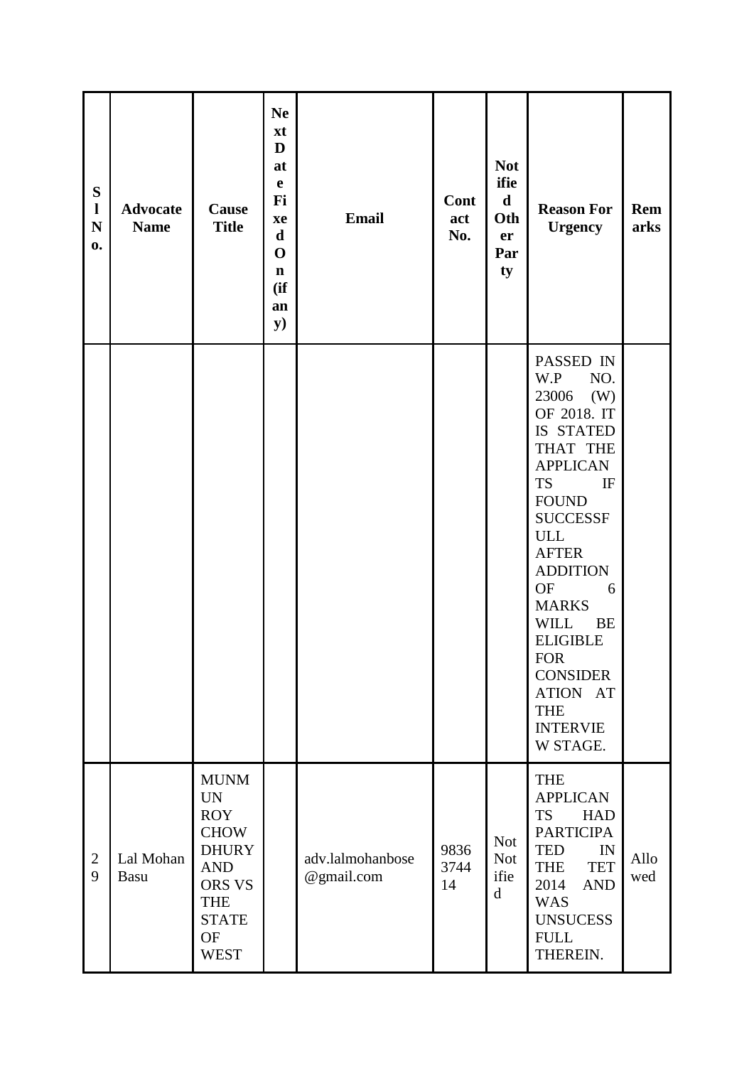| Sl No. | Advocate Name | Cause Title | Next Date Fixed On (if any) | Email | Contact No. | Notified Other Party | Reason For Urgency | Remarks |
|---|---|---|---|---|---|---|---|---|
| | | | | | | | PASSED IN W.P NO. 23006 (W) OF 2018. IT IS STATED THAT THE APPLICANTS IF FOUND SUCCESSFULL AFTER ADDITION OF 6 MARKS WILL BE ELIGIBLE FOR CONSIDERATION AT THE INTERVIEW STAGE. | |
| 29 | Lal Mohan Basu | MUNMUN ROY CHOWDHURY AND ORS VS THE STATE OF WEST | | adv.lalmohanbose@gmail.com | 9836374414 | Not Notified | THE APPLICANTS HAD PARTICIPATED IN THE TET 2014 AND WAS UNSUCESSFULL THEREIN. | Allowed |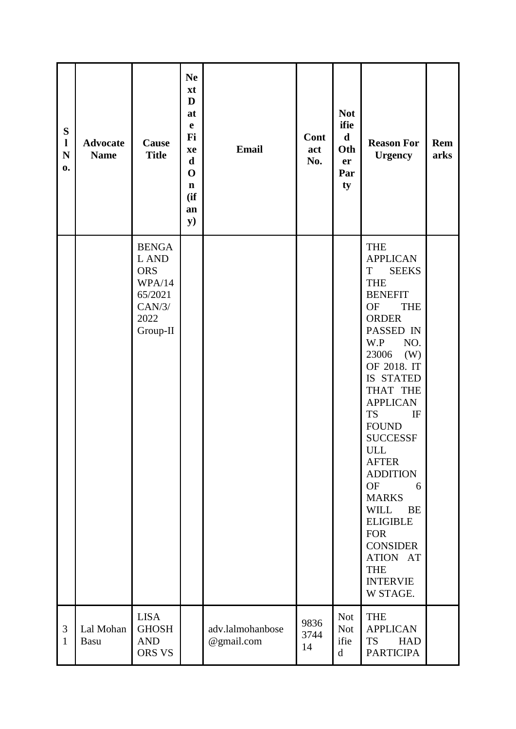| Sl No. | Advocate Name | Cause Title | Next Date Fixed On (if any) | Email | Contact No. | Notified Other Party | Reason For Urgency | Remarks |
|---|---|---|---|---|---|---|---|---|
| | | BENGAL AND ORS WPA/1465/2021 CAN/3/2022 Group-II | | | | | THE APPLICANT SEEKS THE BENEFIT OF THE ORDER PASSED IN W.P NO. 23006 (W) OF 2018. IT IS STATED THAT THE APPLICANTS IF FOUND SUCCESSFULL AFTER ADDITION OF 6 MARKS WILL BE ELIGIBLE FOR CONSIDERATION AT THE INTERVIEW STAGE. | |
| 31 | Lal Mohan Basu | LISA GHOSH AND ORS VS | | adv.lalmohanbose@gmail.com | 9836374414 | Not Notified | THE APPLICANTS HAD PARTICIPA | |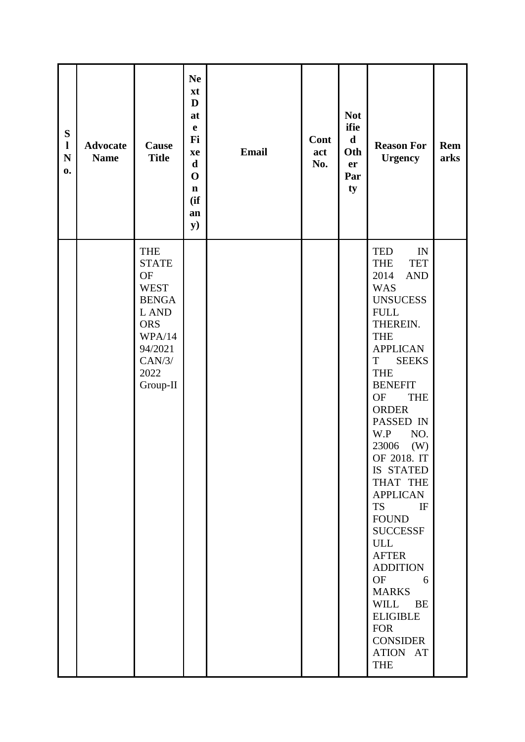| Sl No. | Advocate Name | Cause Title | Next Date Fixed On (if any) | Email | Contact No. | Notified Other Party | Reason For Urgency | Remarks |
|---|---|---|---|---|---|---|---|---|
| | | THE STATE OF WEST BENGAL AND ORS WPA/1494/2021 CAN/3/2022 Group-II | | | | | TED IN THE TET 2014 AND WAS UNSUCESSFULL THEREIN. THE APPLICANT SEEKS THE BENEFIT OF THE ORDER PASSED IN W.P NO. 23006 (W) OF 2018. IT IS STATED THAT THE APPLICANTS IF FOUND SUCCESSFULL AFTER ADDITION OF 6 MARKS WILL BE ELIGIBLE FOR CONSIDERATION AT THE | |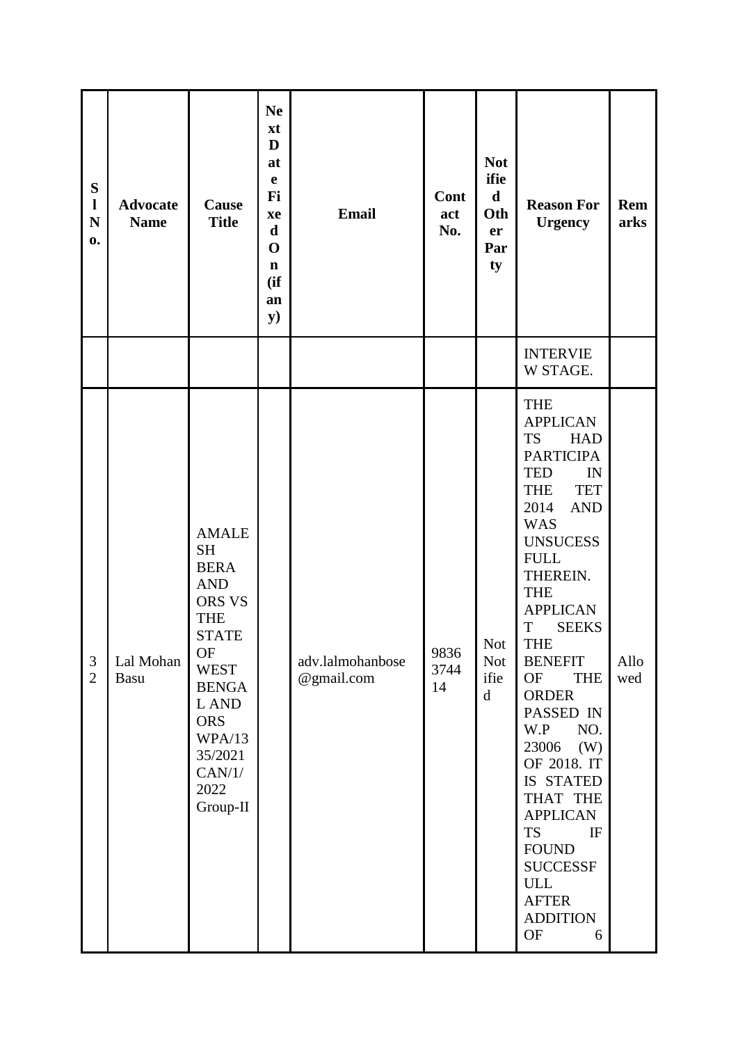| Sl No. | Advocate Name | Cause Title | Next Date Fixed On (if any) | Email | Contact No. | Notified Other Party | Reason For Urgency | Remarks |
|---|---|---|---|---|---|---|---|---|
| | | | | | | | INTERVIEW STAGE. | |
| 32 | Lal Mohan Basu | AMALESH BERA AND ORS VS THE STATE OF WEST BENGAL AND ORS WPA/1335/2021 CAN/1/2022 Group-II | | adv.lalmohanbose@gmail.com | 9836374414 | Not Notified | THE APPLICANTS HAD PARTICIPATED IN THE TET 2014 AND WAS UNSUCESSFULL THEREIN. THE APPLICANT SEEKS THE BENEFIT OF THE ORDER PASSED IN W.P NO. 23006 (W) OF 2018. IT IS STATED THAT THE APPLICANTS IF FOUND SUCCESSFULL AFTER ADDITION OF 6 | Allowed |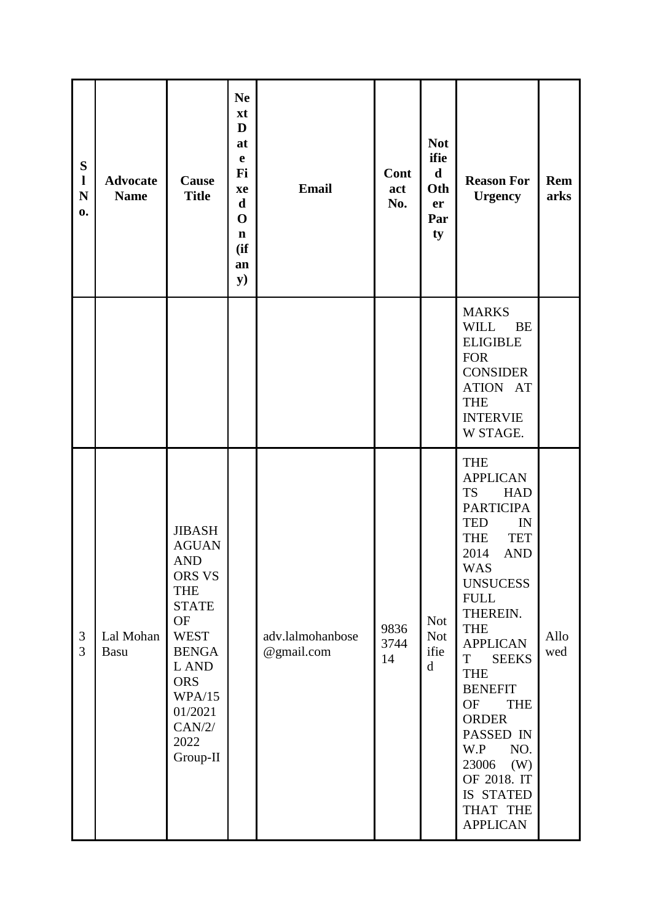| Sl No. | Advocate Name | Cause Title | Next Date Fixed On (if any) | Email | Contact No. | Notified Other Party | Reason For Urgency | Remarks |
|---|---|---|---|---|---|---|---|---|
| | | | | | | | MARKS WILL BE ELIGIBLE FOR CONSIDERATION AT THE INTERVIEW STAGE. | |
| 33 | Lal Mohan Basu | JIBASH AGUAN AND ORS VS THE STATE OF WEST BENGAL AND ORS WPA/1501/2021 CAN/2/2022 Group-II | | adv.lalmohanbose@gmail.com | 9836374414 | Not Notified | THE APPLICANTS HAD PARTICIPATED IN THE TET 2014 AND WAS UNSUCESSFULL THEREIN. THE APPLICANT SEEKS THE BENEFIT OF THE ORDER PASSED IN W.P NO. 23006 (W) OF 2018. IT IS STATED THAT THE APPLICAN | Allowed |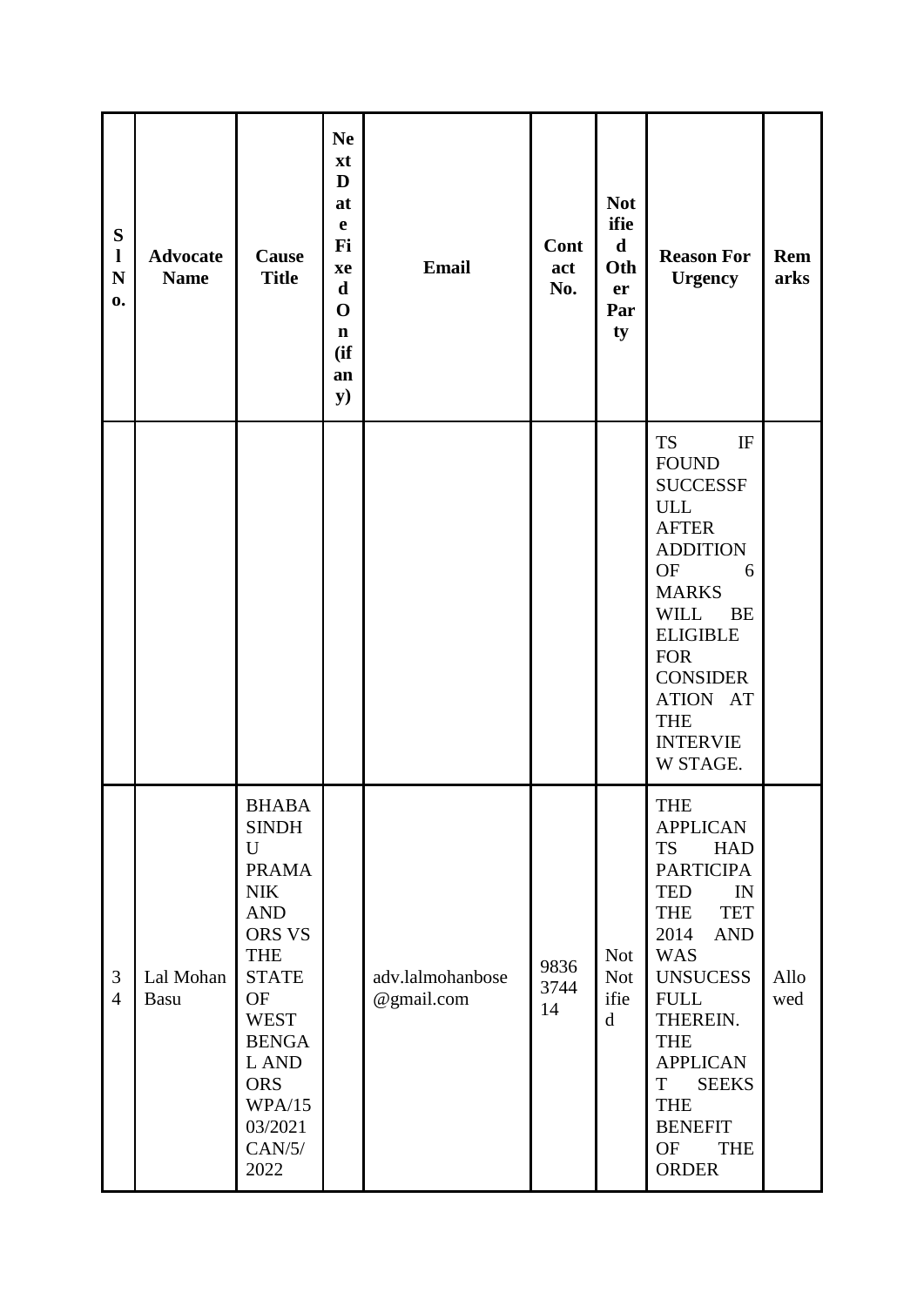| Sl No. | Advocate Name | Cause Title | Next Date Fixed On (if any) | Email | Contact No. | Notified Other Party | Reason For Urgency | Remarks |
|---|---|---|---|---|---|---|---|---|
| | | | | | | | TS IF FOUND SUCCESSFULL AFTER ADDITION OF 6 MARKS WILL BE ELIGIBLE FOR CONSIDERATION AT THE INTERVIEW STAGE. | |
| 34 | Lal Mohan Basu | BHABASINDHU PRAMANIK AND ORS VS THE STATE OF WEST BENGAL AND ORS WPA/1503/2021 CAN/5/2022 | | adv.lalmohanbose@gmail.com | 9836374414 | Not Notified | THE APPLICANTS HAD PARTICIPATED IN THE TET 2014 AND WAS UNSUCCESSFULL THEREIN. THE APPLICANT SEEKS THE BENEFIT OF THE ORDER | Allowed |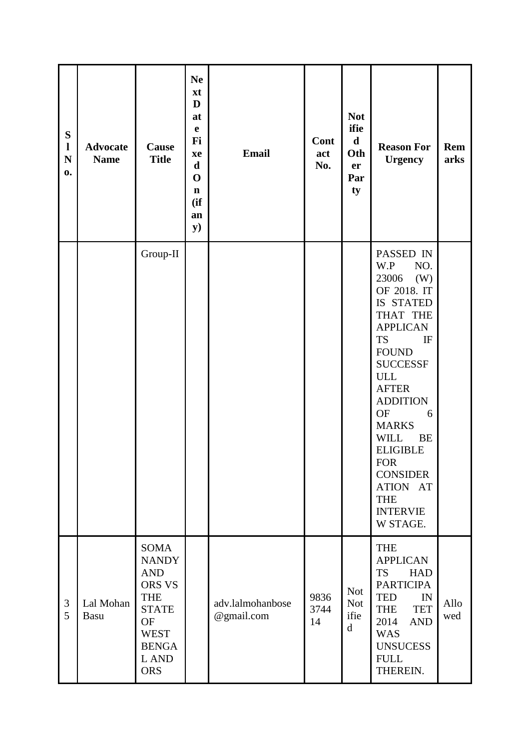| Sl No. | Advocate Name | Cause Title | Next Date Fixed On (if any) | Email | Contact No. | Notified Other Party | Reason For Urgency | Remarks |
|---|---|---|---|---|---|---|---|---|
| | | Group-II | | | | | PASSED IN W.P NO. 23006 (W) OF 2018. IT IS STATED THAT THE APPLICANTS IF FOUND SUCCESSFULL AFTER ADDITION OF 6 MARKS WILL BE ELIGIBLE FOR CONSIDERATION AT THE INTERVIEW STAGE. | |
| 35 | Lal Mohan Basu | SOMA NANDY AND ORS VS THE STATE OF WEST BENGAL AND ORS | | adv.lalmohanbose@gmail.com | 9836374414 | Not Notified | THE APPLICANTS HAD PARTICIPATED IN THE TET 2014 AND WAS UNSUCESSFULL THEREIN. | Allowed |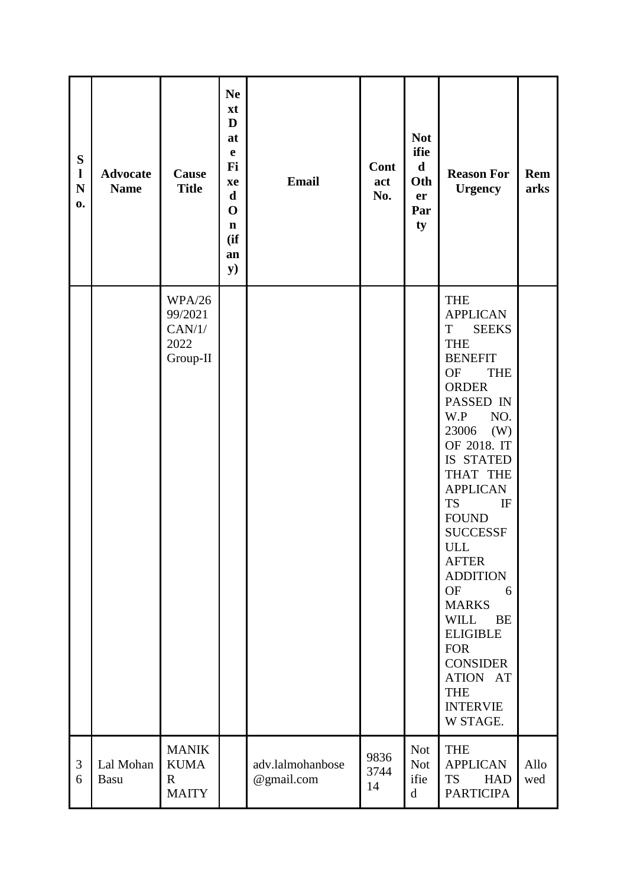| Sl No. | Advocate Name | Cause Title | Next Date Fixed On (if any) | Email | Contact No. | Notified Other Party | Reason For Urgency | Remarks |
|---|---|---|---|---|---|---|---|---|
| | | WPA/2699/2021 CAN/1/2022 Group-II | | | | | THE APPLICANT SEEKS THE BENEFIT OF THE ORDER PASSED IN W.P NO. 23006 (W) OF 2018. IT IS STATED THAT THE APPLICANTS IF FOUND SUCCESSFULL AFTER ADDITION OF 6 MARKS WILL BE ELIGIBLE FOR CONSIDERATION AT THE INTERVIEW STAGE. | |
| 36 | Lal Mohan Basu | MANIK KUMAR MAITY | | adv.lalmohanbose@gmail.com | 9836374414 | Not Notified | THE APPLICANTS HAD PARTICIPA | Allowed |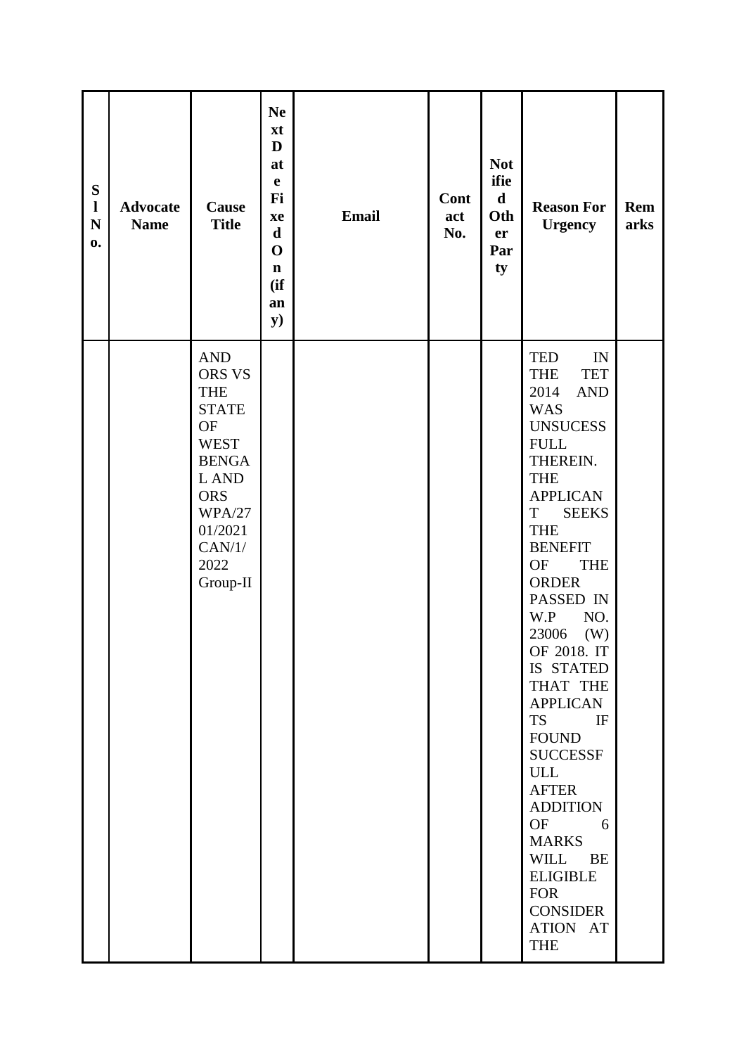| Sl No. | Advocate Name | Cause Title | Next Date Fixed On (if any) | Email | Contact No. | Notified Other Party | Reason For Urgency | Remarks |
|---|---|---|---|---|---|---|---|---|
| | | AND ORS VS THE STATE OF WEST BENGAL AND ORS WPA/2701/2021 CAN/1/2022 Group-II | | | | | TED IN THE TET 2014 AND WAS UNSUCESSFULL THEREIN. THE APPLICANT SEEKS THE BENEFIT OF THE ORDER PASSED IN W.P NO. 23006 (W) OF 2018. IT IS STATED THAT THE APPLICANTS IF FOUND SUCCESSFULL AFTER ADDITION OF 6 MARKS WILL BE ELIGIBLE FOR CONSIDERATION AT THE | |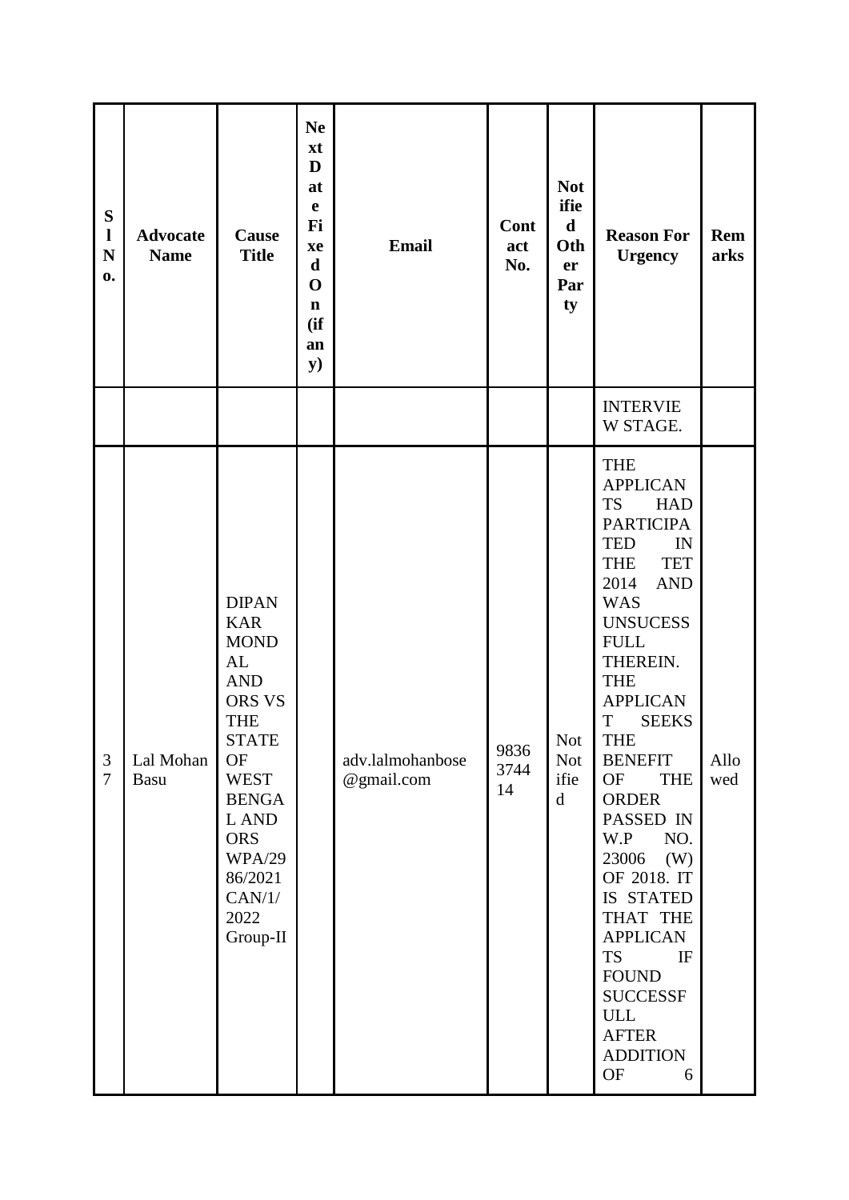| Sl No. | Advocate Name | Cause Title | Next Date Fixed On (if any) | Email | Contact No. | Notified Other Party | Reason For Urgency | Remarks |
|---|---|---|---|---|---|---|---|---|
| | | | | | | | INTERVIEW STAGE. | |
| 37 | Lal Mohan Basu | DIPANKAR MONDAL AND ORS VS THE STATE OF WEST BENGAL AND ORS WPA/2986/2021 CAN/1/2022 Group-II | | adv.lalmohanbose@gmail.com | 9836374414 | Not Notified | THE APPLICANTS HAD PARTICIPATED IN THE TET 2014 AND WAS UNSUCESSFULL THEREIN. THE APPLICANT SEEKS THE BENEFIT OF THE ORDER PASSED IN W.P NO. 23006 (W) OF 2018. IT IS STATED THAT THE APPLICANTS IF FOUND SUCCESSFULL AFTER ADDITION OF 6 | Allowed |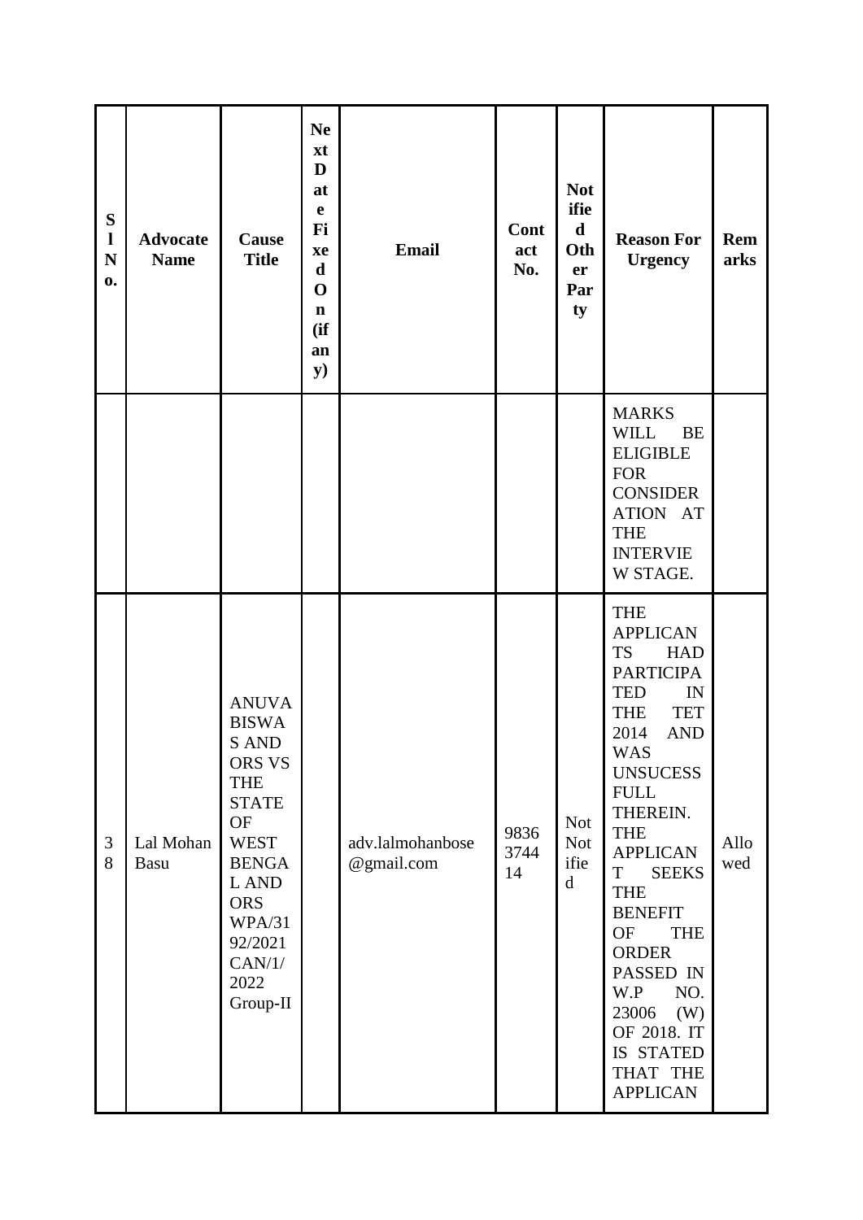| Sl No. | Advocate Name | Cause Title | Next Date Fixed On (if any) | Email | Contact No. | Notified Other Party | Reason For Urgency | Remarks |
|---|---|---|---|---|---|---|---|---|
| | | | | | | | MARKS WILL BE ELIGIBLE FOR CONSIDERATION AT THE INTERVIEW STAGE. | |
| 38 | Lal Mohan Basu | ANUVA BISWAS AND ORS VS THE STATE OF WEST BENGAL AND ORS WPA/3192/2021 CAN/1/2022 Group-II | | adv.lalmohanbose@gmail.com | 9836374414 | Not Notified | THE APPLICANTS HAD PARTICIPATED IN THE TET 2014 AND WAS UNSUCESSFULL THEREIN. THE APPLICANT SEEKS THE BENEFIT OF THE ORDER PASSED IN W.P NO. 23006 (W) OF 2018. IT IS STATED THAT THE APPLICAN | Allowed |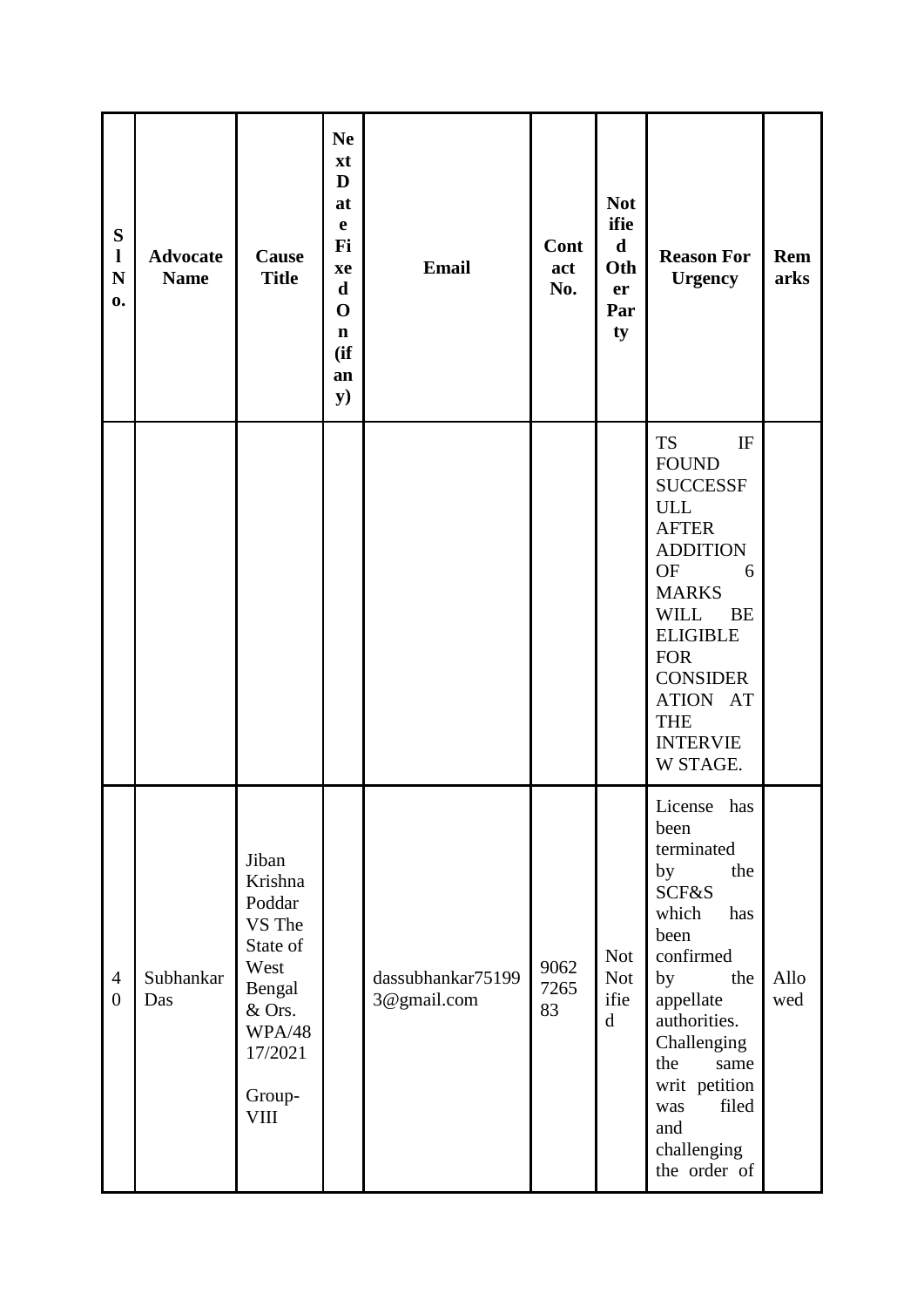| Sl No. | Advocate Name | Cause Title | Next Date Fixed On (if any) | Email | Contact No. | Notified Other Party | Reason For Urgency | Remarks |
|---|---|---|---|---|---|---|---|---|
| | | | | | | | TS IF FOUND SUCCESSFULL AFTER ADDITION OF 6 MARKS WILL BE ELIGIBLE FOR CONSIDERATION AT THE INTERVIEW STAGE. | |
| 40 | Subhankar Das | Jiban Krishna Poddar VS The State of West Bengal & Ors. WPA/4817/2021 Group-VIII | | dassubhankar751993@gmail.com | 9062726583 | Not Notified | License has been terminated by the SCF&S which has been confirmed by the appellate authorities. Challenging the same writ petition was filed and challenging the order of | Allowed |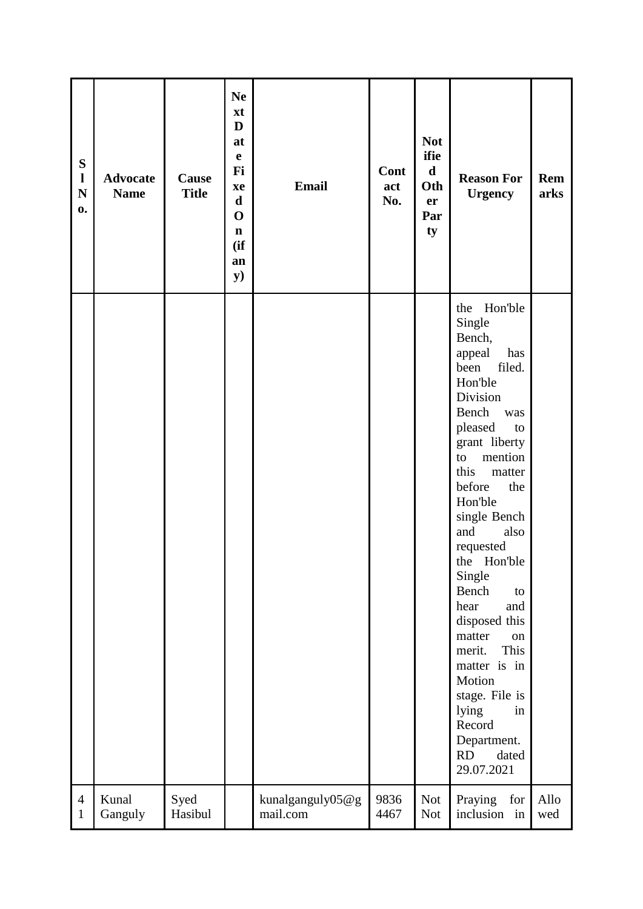| Sl No. | Advocate Name | Cause Title | Next Date Fixed On (if any) | Email | Contact No. | Notified Other Party | Reason For Urgency | Remarks |
|---|---|---|---|---|---|---|---|---|
| | | | | | | | the Hon'ble Single Bench, appeal has been filed. Hon'ble Division Bench was pleased to grant liberty to mention this matter before the Hon'ble single Bench and also requested the Hon'ble Single Bench to hear and disposed this matter on merit. This matter is in Motion stage. File is lying in Record Department. RD dated 29.07.2021 | |
| 41 | Kunal Ganguly | Syed Hasibul | | kunalganguly05@gmail.com | 98364467 | Not Not | Praying for inclusion in | Allowed |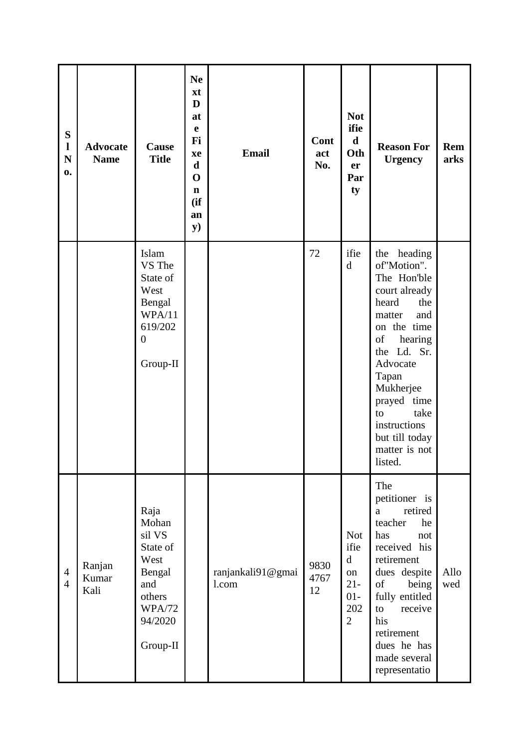| Sl No. | Advocate Name | Cause Title | Next Date Fixed On (if any) | Email | Contact No. | Notified Other Party | Reason For Urgency | Remarks |
|---|---|---|---|---|---|---|---|---|
| | | Islam VS The State of West Bengal WPA/11619/2020 Group-II | | | 72 | ified | the heading of"Motion". The Hon'ble court already heard the matter and on the time of hearing the Ld. Sr. Advocate Tapan Mukherjee prayed time to take instructions but till today matter is not listed. | |
| 44 | Ranjan Kumar Kali | Raja Mohan sil VS State of West Bengal and others WPA/7294/2020 Group-II | | ranjankali91@gmail.com | 9830476712 | Notified on 21-01-2022 | The petitioner is a retired teacher he has not received his retirement dues despite of being fully entitled to receive his retirement dues he has made several representatio | Allowed |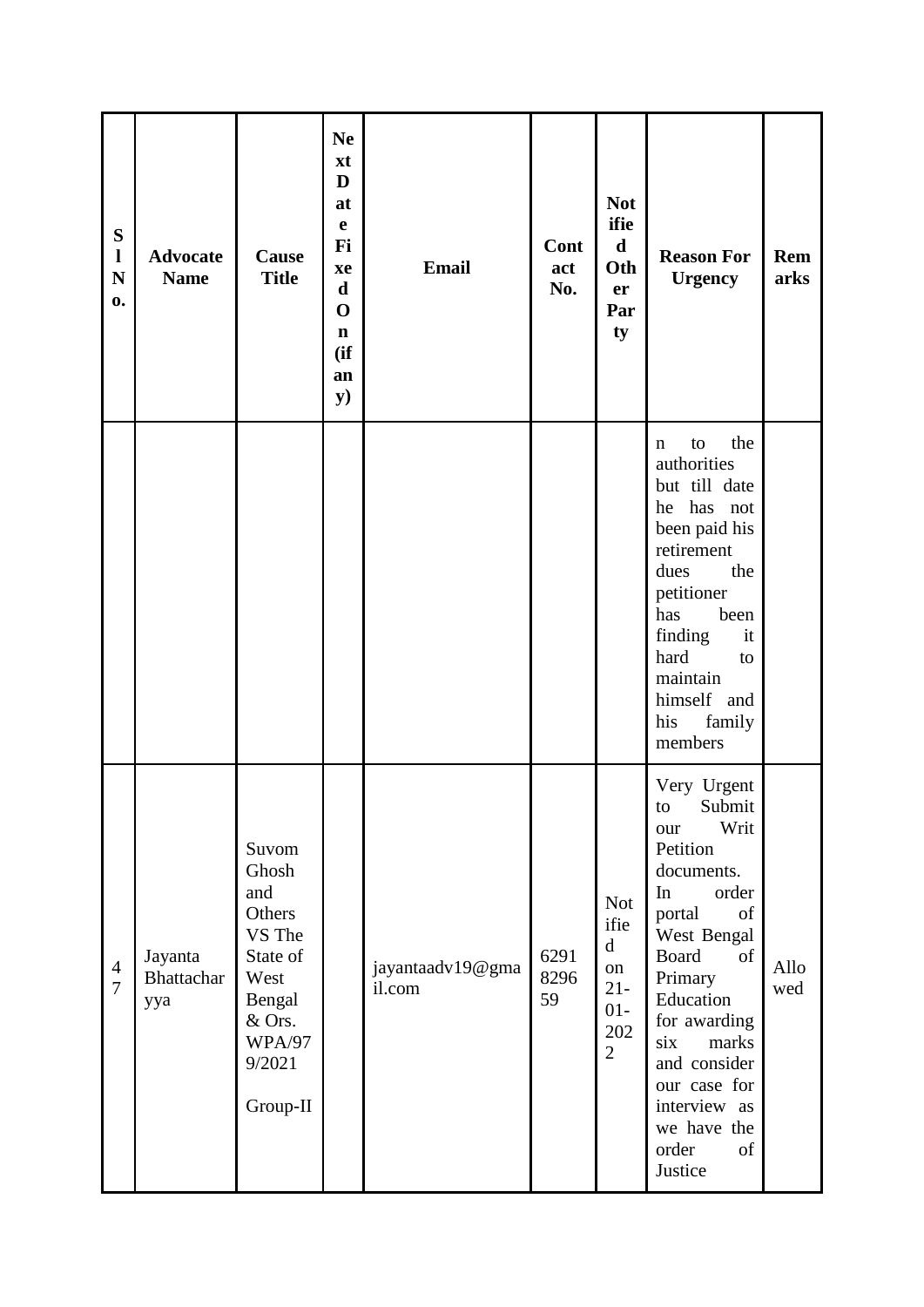| Sl No. | Advocate Name | Cause Title | Next Date Fixed On (if any) | Email | Contact No. | Notified Other Party | Reason For Urgency | Remarks |
|---|---|---|---|---|---|---|---|---|
| | | | | | | | n to the authorities but till date he has not been paid his retirement dues the petitioner has been finding it hard to maintain himself and his family members | |
| 47 | Jayanta Bhattacharyya | Suvom Ghosh and Others VS The State of West Bengal & Ors. WPA/979/2021 Group-II | | jayantaadv19@gmail.com | 6291829659 | Notified on 21-01-2022 | Very Urgent to Submit our Writ Petition documents. In order portal of West Bengal Board of Primary Education for awarding six marks and consider our case for interview as we have the order of Justice | Allowed |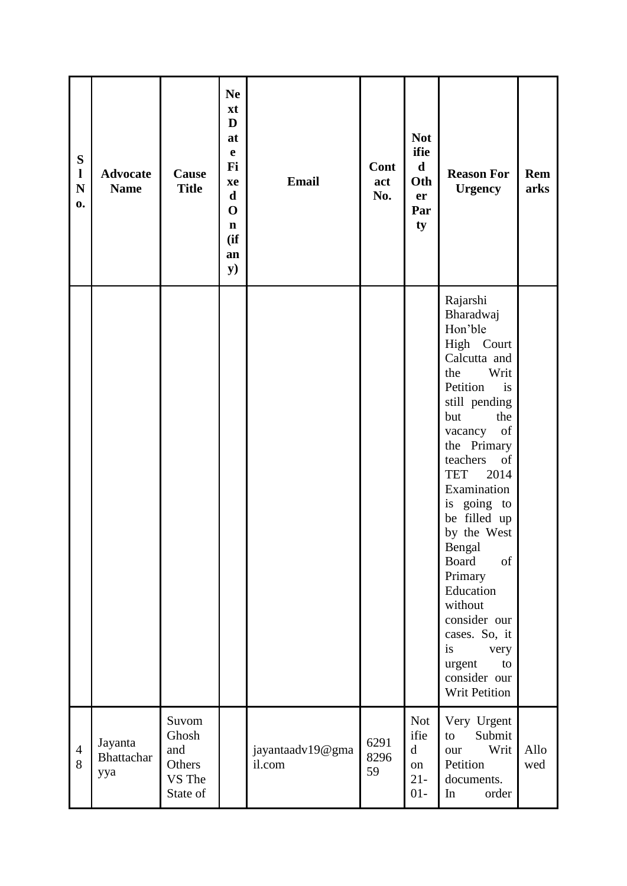| Sl No. | Advocate Name | Cause Title | Next Date Fixed On (if any) | Email | Contact No. | Notified Other Party | Reason For Urgency | Remarks |
|---|---|---|---|---|---|---|---|---|
| | | | | | | | Rajarshi Bharadwaj Hon'ble High Court Calcutta and the Writ Petition is still pending but the vacancy of the Primary teachers of TET 2014 Examination is going to be filled up by the West Bengal Board of Primary Education without consider our cases. So, it is very urgent to consider our Writ Petition | |
| 48 | Jayanta Bhattacharyya | Suvom Ghosh and Others VS The State of | | jayantaadv19@gmail.com | 6291829659 | Notified on 21-01- | Very Urgent to Submit our Writ Petition documents. In order | Allowed |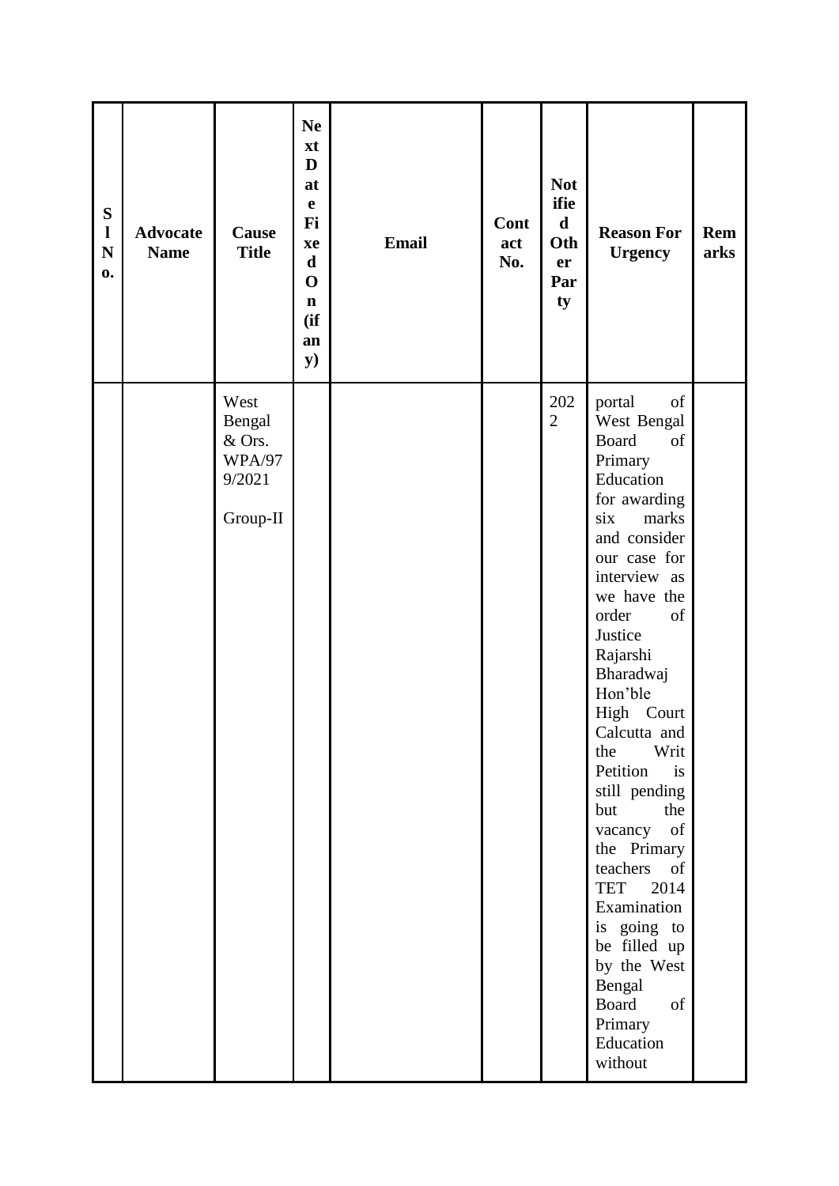| Sl No. | Advocate Name | Cause Title | Next Date Fixed On (if any) | Email | Contact No. | Notified Other Party | Reason For Urgency | Remarks |
|---|---|---|---|---|---|---|---|---|
| | | West Bengal & Ors. WPA/979/2021 Group-II | | | | 2022 | portal of West Bengal Board of Primary Education for awarding six marks and consider our case for interview as we have the order of Justice Rajarshi Bharadwaj Hon'ble High Court Calcutta and the Writ Petition is still pending but the vacancy of the Primary teachers of TET 2014 Examination is going to be filled up by the West Bengal Board of Primary Education without | |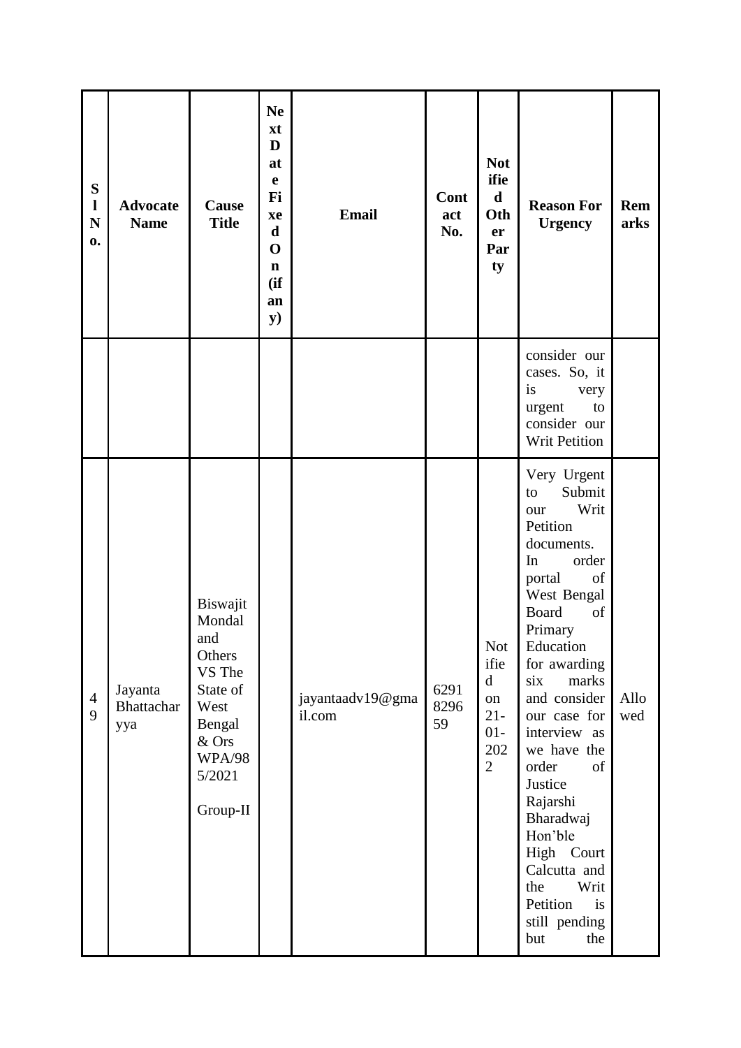| Sl No. | Advocate Name | Cause Title | Next Date Fixed On (if any) | Email | Contact No. | Notified Other Party | Reason For Urgency | Remarks |
|---|---|---|---|---|---|---|---|---|
| | | | | | | | consider our cases. So, it is very urgent to consider our Writ Petition | |
| 49 | Jayanta Bhattacharyya | Biswajit Mondal and Others VS The State of West Bengal & Ors WPA/985/2021 Group-II | | jayantaadv19@gmail.com | 6291829659 | Notified on 21-01-2022 | Very Urgent to Submit our Writ Petition documents. In order portal of West Bengal Board of Primary Education for awarding six marks and consider our case for interview as we have the order of Justice Rajarshi Bharadwaj Hon'ble High Court Calcutta and the Writ Petition is still pending but the | Allowed |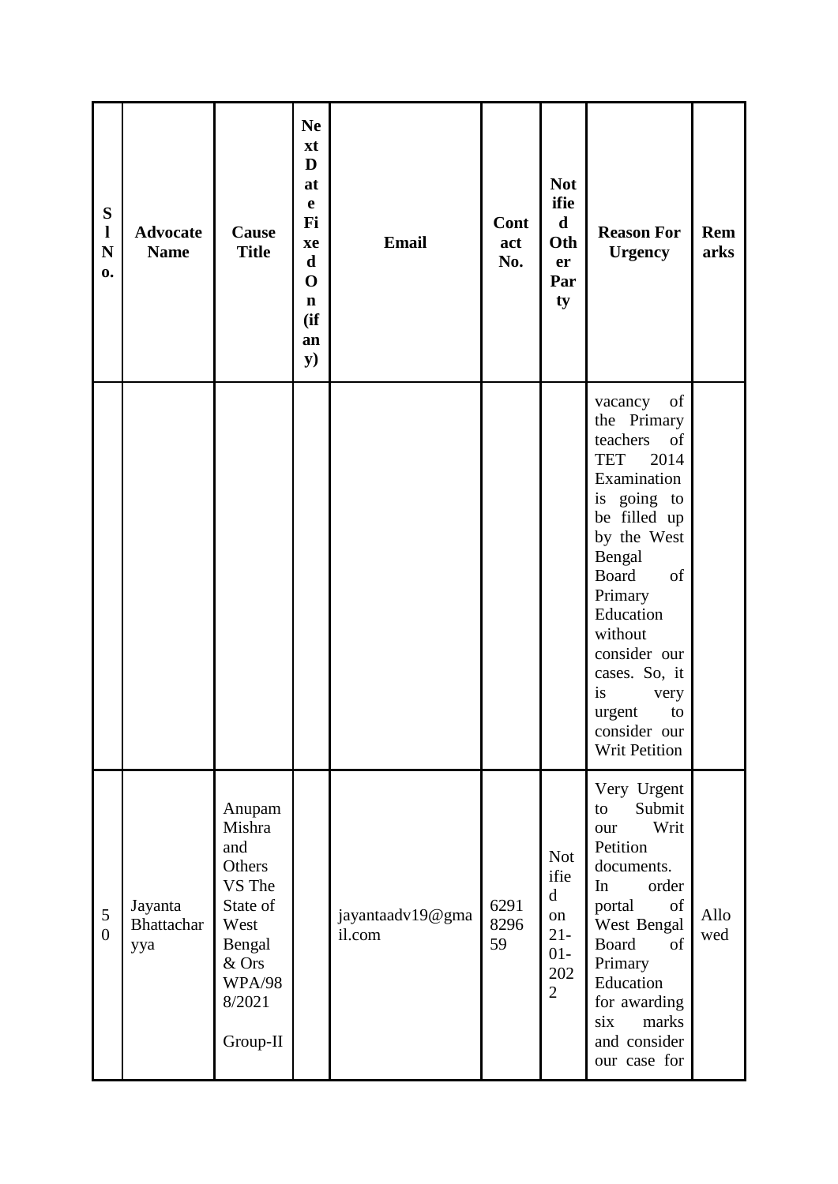| Sl No. | Advocate Name | Cause Title | Next Date Fixed On (if any) | Email | Contact No. | Notified Other Party | Reason For Urgency | Remarks |
|---|---|---|---|---|---|---|---|---|
| | | | | | | | vacancy of the Primary teachers of TET 2014 Examination is going to be filled up by the West Bengal Board of Primary Education without consider our cases. So, it is very urgent to consider our Writ Petition | |
| 50 | Jayanta Bhattacharyya | Anupam Mishra and Others VS The State of West Bengal & Ors WPA/988/2021 Group-II | | jayantaadv19@gmail.com | 6291829659 | Notified on 21-01-2022 | Very Urgent to Submit our Writ Petition documents. In order portal of West Bengal Board of Primary Education for awarding six marks and consider our case for | Allowed |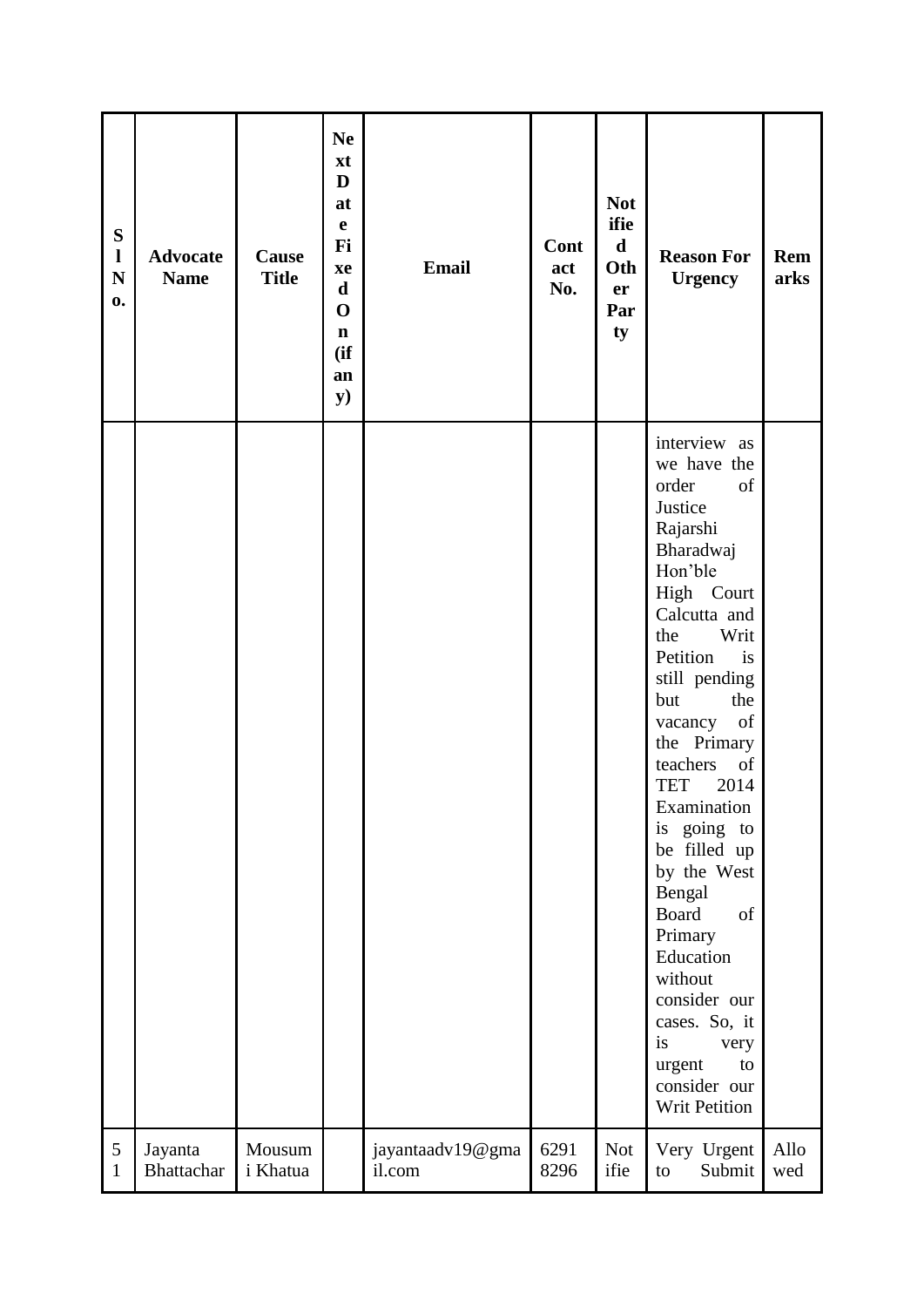| Sl No. | Advocate Name | Cause Title | Next Date Fixed On (if any) | Email | Contact No. | Notified Other Party | Reason For Urgency | Remarks |
|---|---|---|---|---|---|---|---|---|
| | | | | | | | interview as we have the order of Justice Rajarshi Bharadwaj Hon'ble High Court Calcutta and the Writ Petition is still pending but the vacancy of the Primary teachers of TET 2014 Examination is going to be filled up by the West Bengal Board of Primary Education without consider our cases. So, it is very urgent to consider our Writ Petition | |
| 51 | Jayanta Bhattachar | Mousumi Khatua | | jayantaadv19@gmail.com | 62918296 | Notifie | Very Urgent to Submit | Allowed |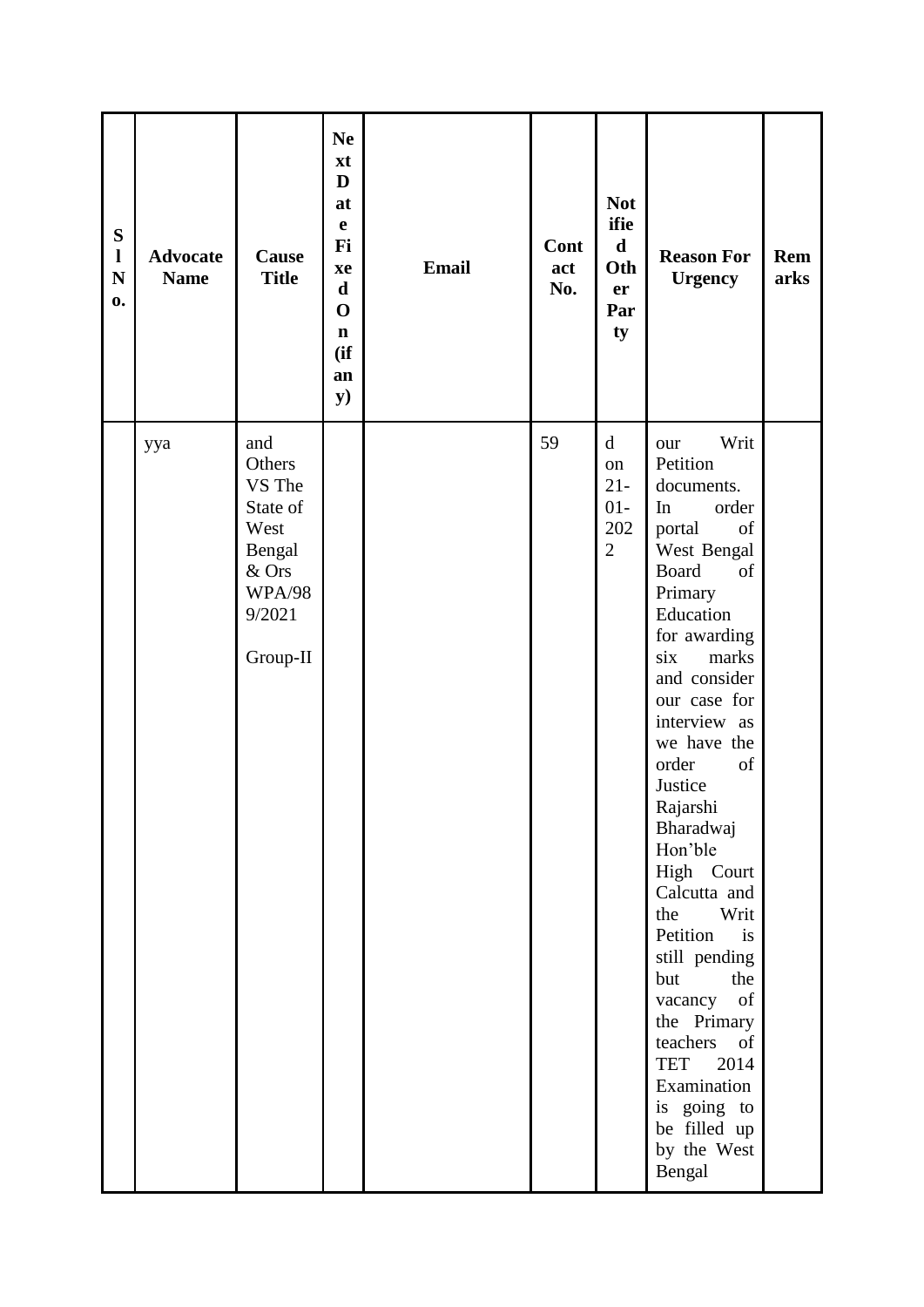| Sl No. | Advocate Name | Cause Title | Next Date Fixed On (if any) | Email | Contact No. | Notified Other Party | Reason For Urgency | Remarks |
|---|---|---|---|---|---|---|---|---|
| | yya | and Others VS The State of West Bengal & Ors WPA/989/2021 Group-II | | | 59 | d on 21-01-2022 | our Writ Petition documents. In order portal of West Bengal Board of Primary Education for awarding six marks and consider our case for interview as we have the order of Justice Rajarshi Bharadwaj Hon'ble High Court Calcutta and the Writ Petition is still pending but the vacancy of the Primary teachers of TET 2014 Examination is going to be filled up by the West Bengal | |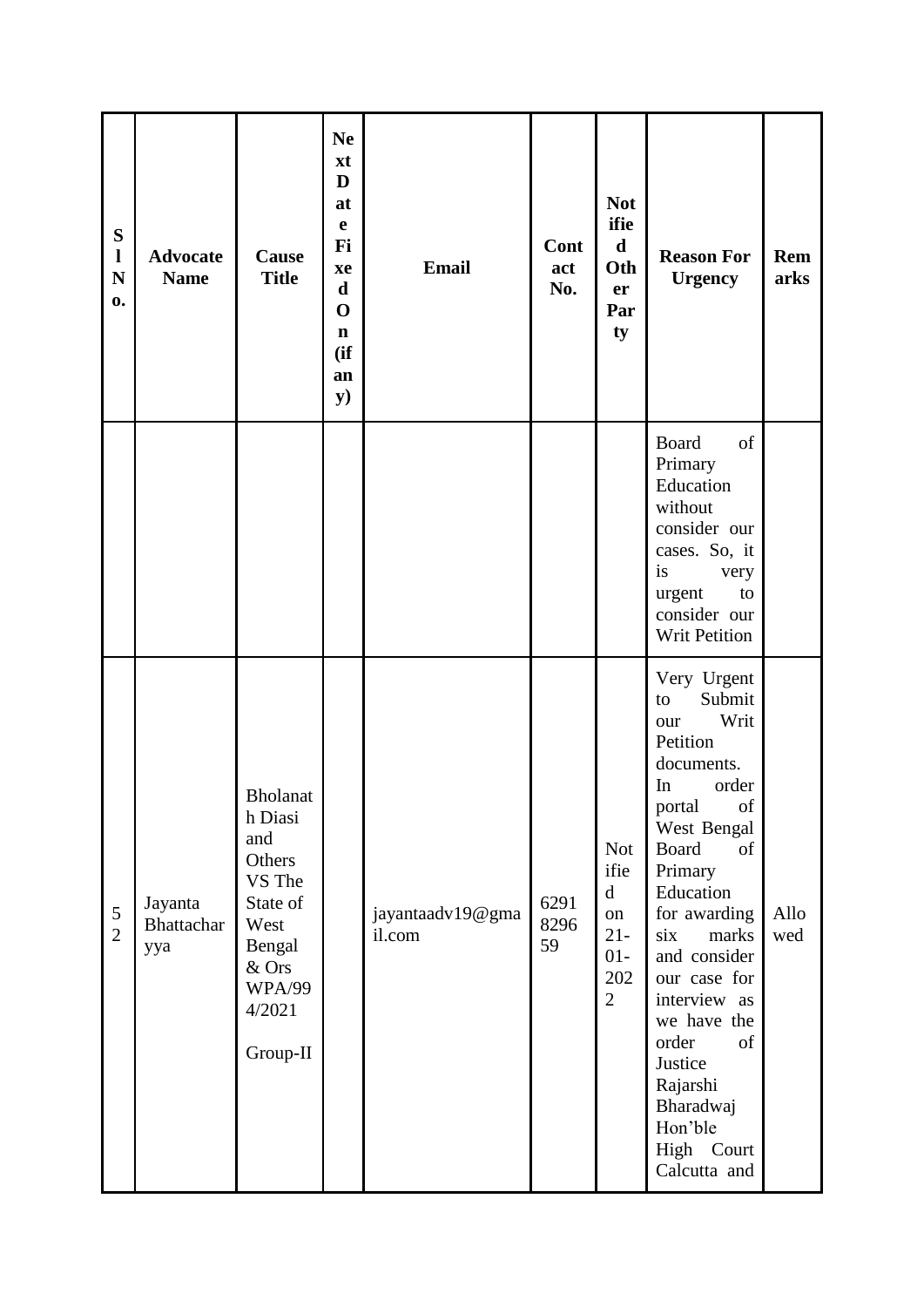| Sl No. | Advocate Name | Cause Title | Next Date Fixed On (if any) | Email | Contact No. | Notified Other Party | Reason For Urgency | Remarks |
|---|---|---|---|---|---|---|---|---|
| | | | | | | | Board of Primary Education without consider our cases. So, it is very urgent to consider our Writ Petition | |
| 52 | Jayanta Bhattacharyya | Bholanath Diasi and Others VS The State of West Bengal & Ors WPA/994/2021 Group-II | | jayantaadv19@gmail.com | 6291829659 | Notified on 21-01-2022 | Very Urgent to Submit our Writ Petition documents. In order portal of West Bengal Board of Primary Education for awarding six marks and consider our case for interview as we have the order of Justice Rajarshi Bharadwaj Hon'ble High Court Calcutta and | Allowed |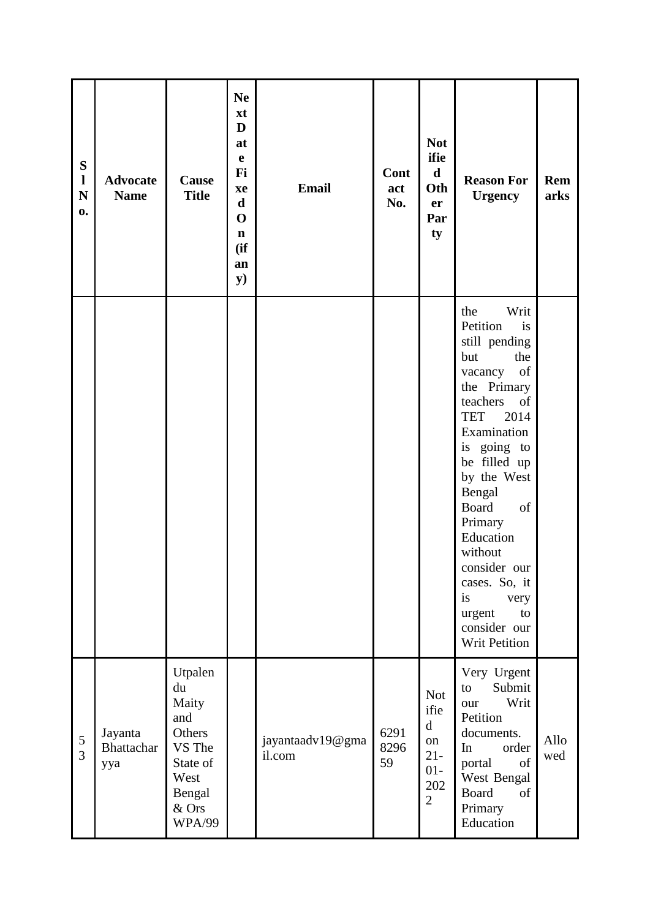| Sl No. | Advocate Name | Cause Title | Next Date Fixed On (if any) | Email | Contact No. | Notified Other Party | Reason For Urgency | Remarks |
|---|---|---|---|---|---|---|---|---|
| | | | | | | | the Writ Petition is still pending but the vacancy of the Primary teachers of TET 2014 Examination is going to be filled up by the West Bengal Board of Primary Education without consider our cases. So, it is very urgent to consider our Writ Petition | |
| 53 | Jayanta Bhattacharyya | Utpalendu Maity and Others VS The State of West Bengal & Ors WPA/99 | | jayantaadv19@gmail.com | 6291829659 | Notified on 21-01-2022 | Very Urgent to Submit our Writ Petition documents. In order portal of West Bengal Board of Primary Education | Allowed |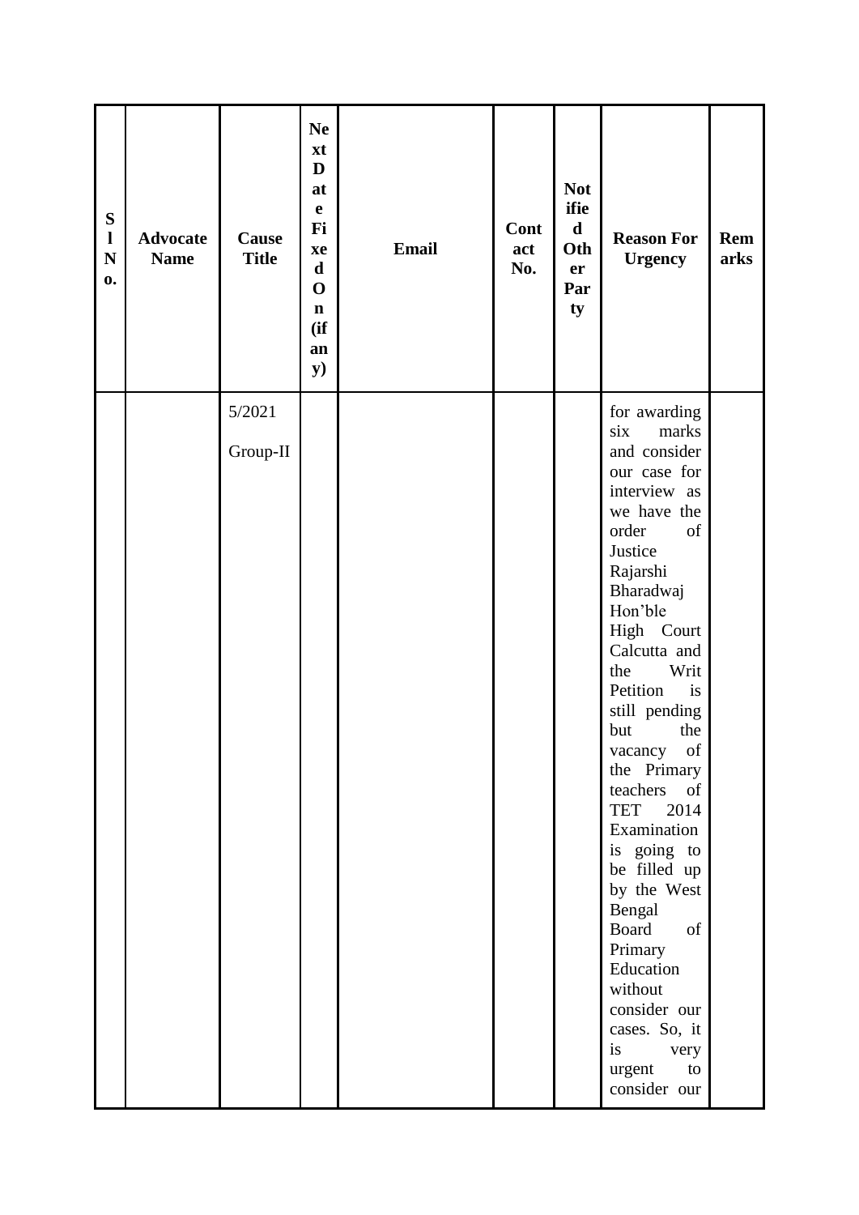| Sl No. | Advocate Name | Cause Title | Next Date Fixed On (if any) | Email | Contact No. | Notified Other Party | Reason For Urgency | Remarks |
|---|---|---|---|---|---|---|---|---|
| | | 5/2021 Group-II | | | | | for awarding six marks and consider our case for interview as we have the order of Justice Rajarshi Bharadwaj Hon'ble High Court Calcutta and the Writ Petition is still pending but the vacancy of the Primary teachers of TET 2014 Examination is going to be filled up by the West Bengal Board of Primary Education without consider our cases. So, it is very urgent to consider our | |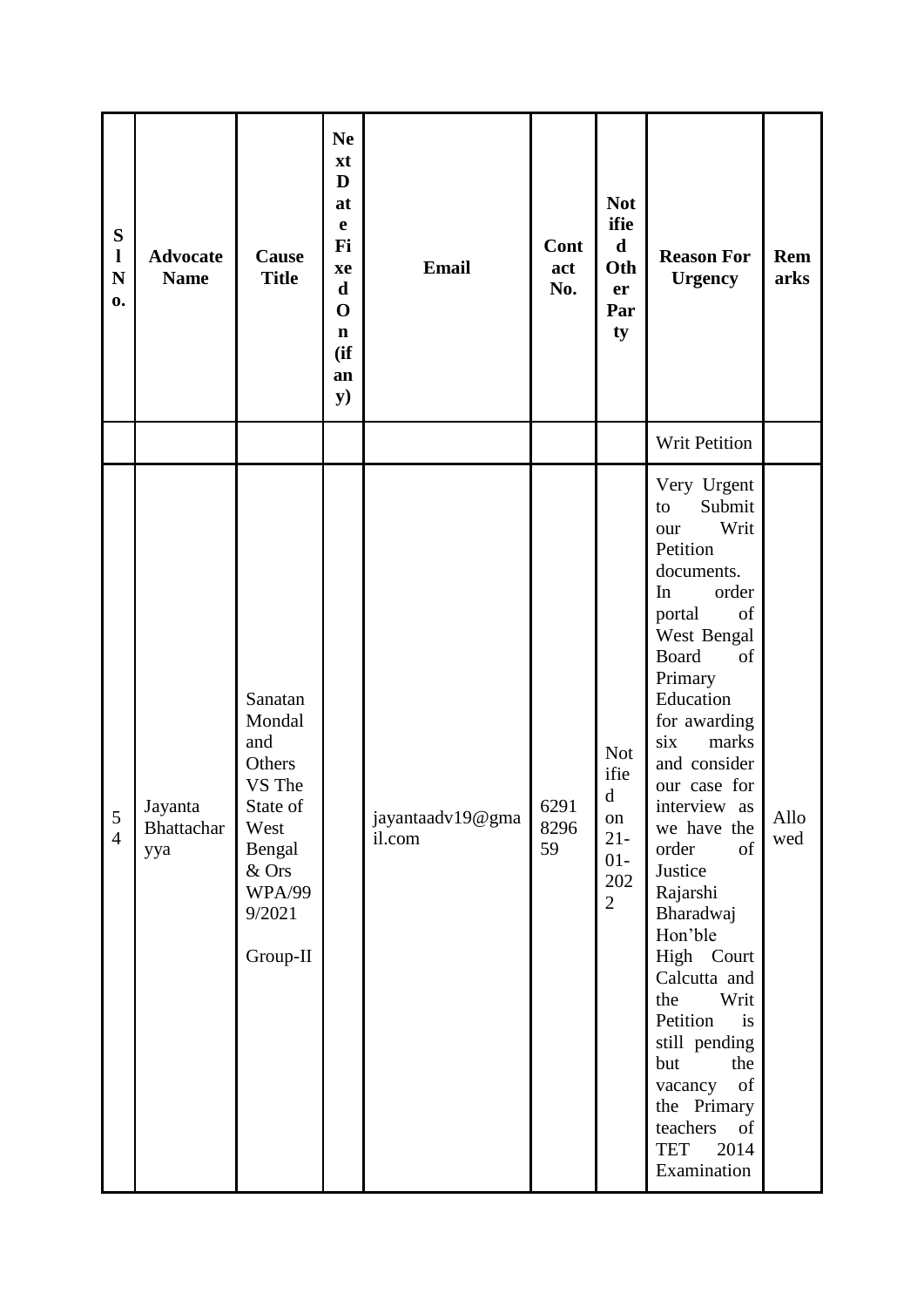| Sl No. | Advocate Name | Cause Title | Next Date Fixed On (if any) | Email | Contact No. | Notified Other Party | Reason For Urgency | Remarks |
|---|---|---|---|---|---|---|---|---|
| | | | | | | | Writ Petition | |
| 54 | Jayanta Bhattacharyya | Sanatan Mondal and Others VS The State of West Bengal & Ors WPA/999/2021 Group-II | | jayantaadv19@gmail.com | 6291829659 | Notified on 21-01-2022 | Very Urgent to Submit our Writ Petition documents. In order portal of West Bengal Board of Primary Education for awarding six marks and consider our case for interview as we have the order of Justice Rajarshi Bharadwaj Hon'ble High Court Calcutta and the Writ Petition is still pending but the vacancy of the Primary teachers of TET 2014 Examination | Allowed |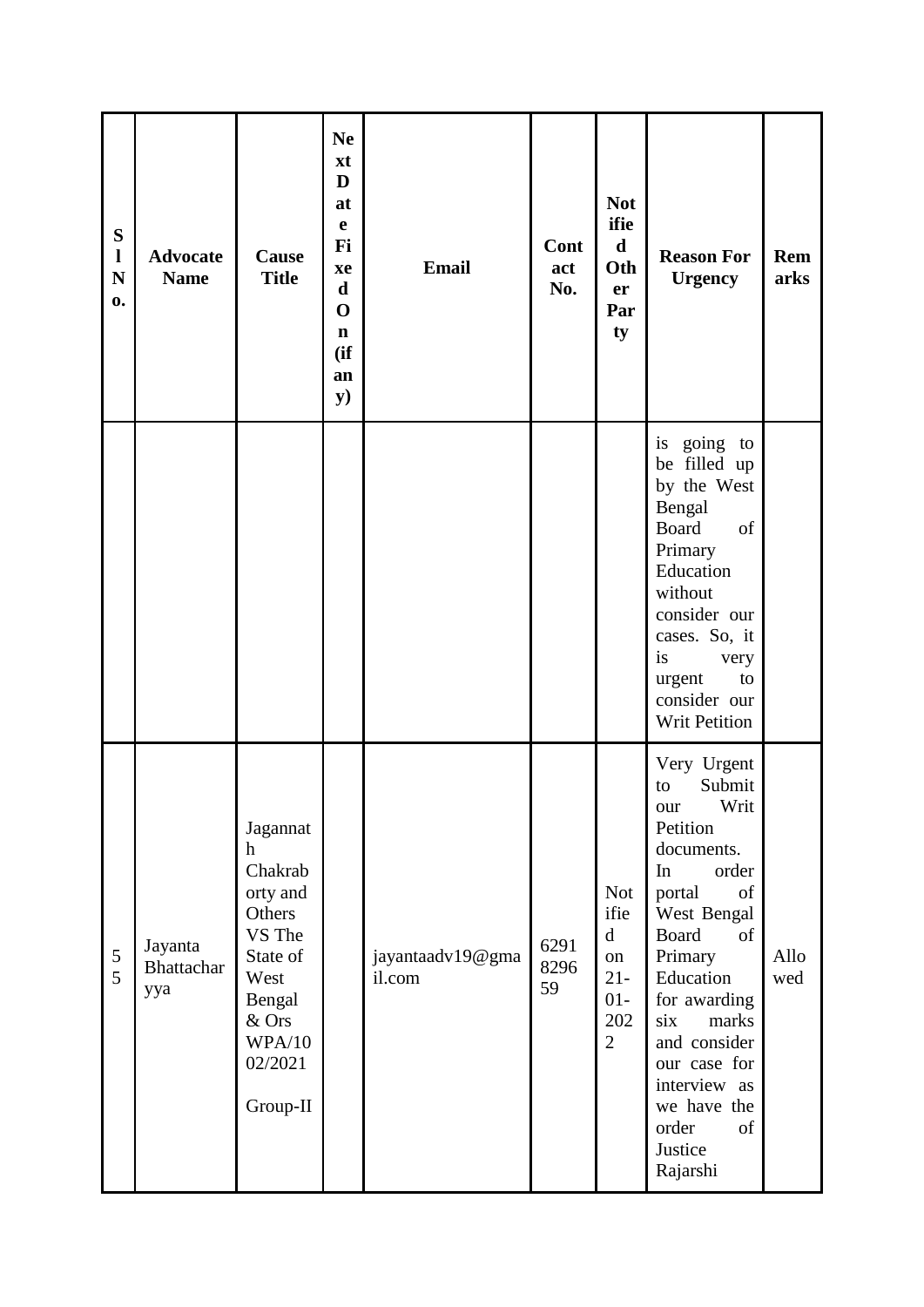| Sl No. | Advocate Name | Cause Title | Next Date Fixed On (if any) | Email | Contact No. | Notified Other Party | Reason For Urgency | Remarks |
|---|---|---|---|---|---|---|---|---|
| | | | | | | | is going to be filled up by the West Bengal Board of Primary Education without consider our cases. So, it is very urgent to consider our Writ Petition | |
| 55 | Jayanta Bhattacharyya | Jagannath Chakraborty and Others VS The State of West Bengal & Ors WPA/1002/2021 Group-II | | jayantaadv19@gmail.com | 6291829659 | Notified on 21-01-2022 | Very Urgent to Submit our Writ Petition documents. In order portal of West Bengal Board of Primary Education for awarding six marks and consider our case for interview as we have the order of Justice Rajarshi | Allowed |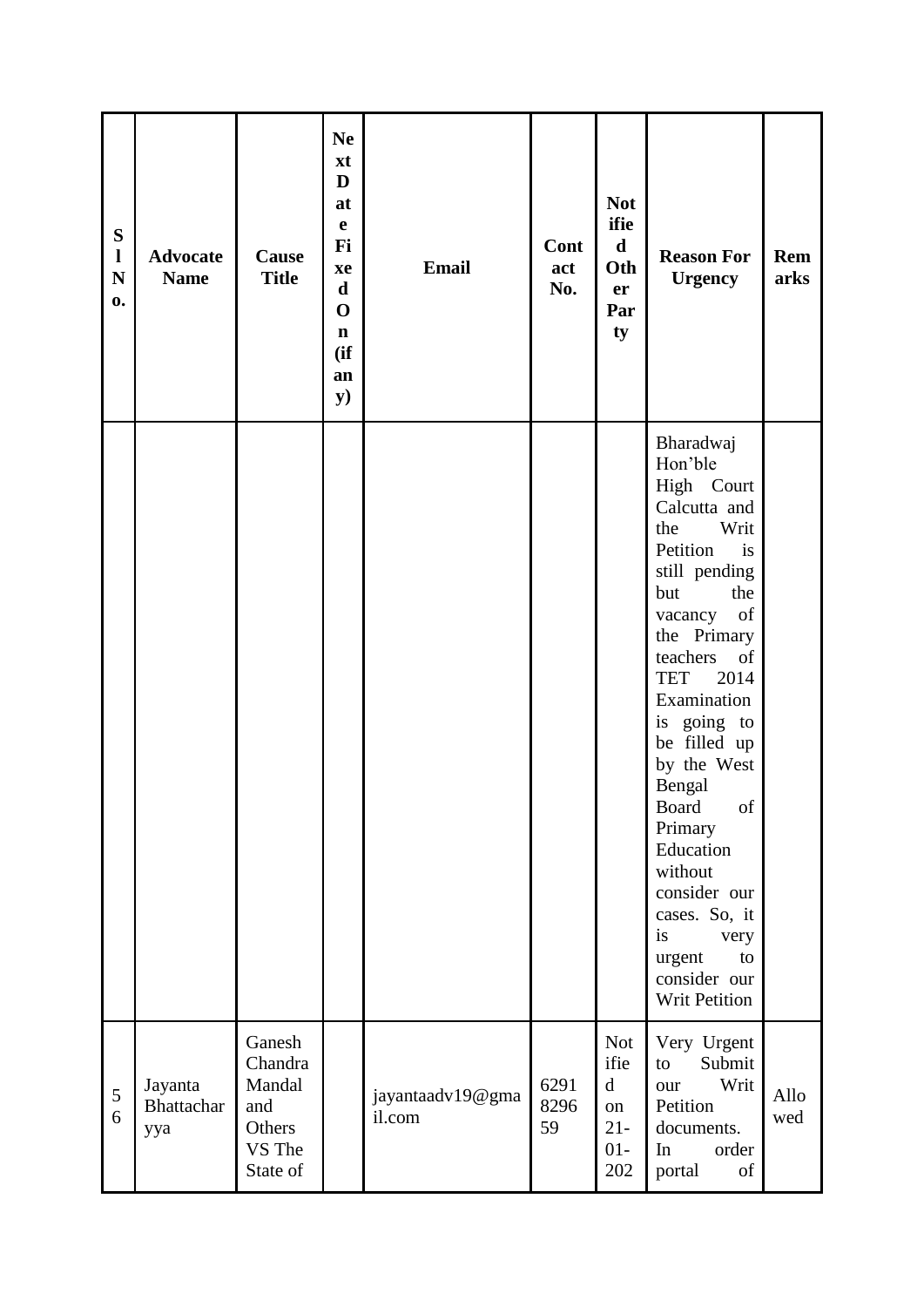| Sl No. | Advocate Name | Cause Title | Next Date Fixed On (if any) | Email | Contact No. | Notified Other Party | Reason For Urgency | Remarks |
|---|---|---|---|---|---|---|---|---|
| | | | | | | | Bharadwaj Hon'ble High Court Calcutta and the Writ Petition is still pending but the vacancy of the Primary teachers of TET 2014 Examination is going to be filled up by the West Bengal Board of Primary Education without consider our cases. So, it is very urgent to consider our Writ Petition | |
| 56 | Jayanta Bhattacharyya | Ganesh Chandra Mandal and Others VS The State of | | jayantaadv19@gmail.com | 6291829659 | Notified on 21-01-202 | Very Urgent to Submit our Writ Petition documents. In order portal of | Allowed |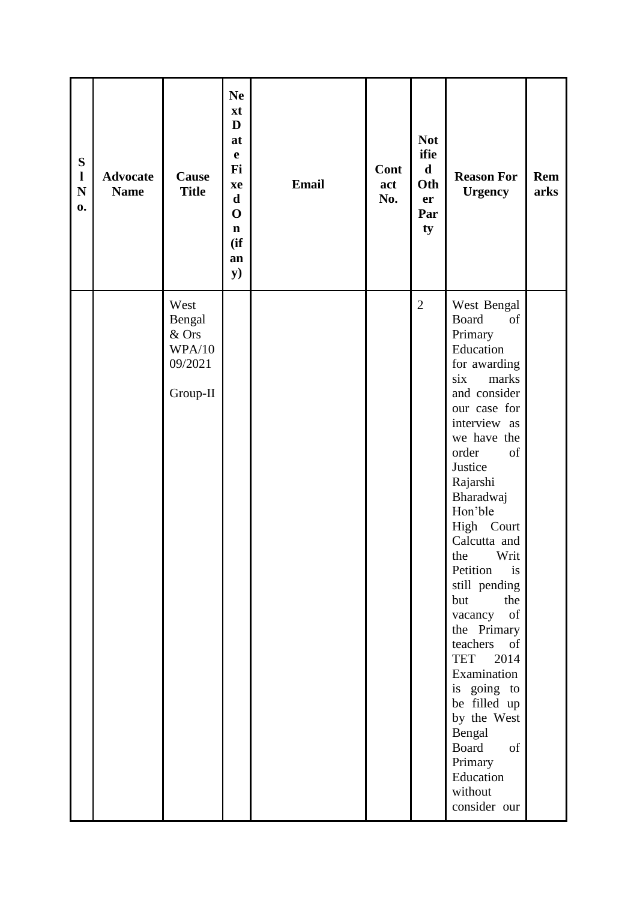| Sl No. | Advocate Name | Cause Title | Next Date Fixed On (if any) | Email | Contact No. | Notified Other Party | Reason For Urgency | Remarks |
|---|---|---|---|---|---|---|---|---|
| | | West Bengal & Ors WPA/1009/2021 Group-II | | | | 2 | West Bengal Board of Primary Education for awarding six marks and consider our case for interview as we have the order of Justice Rajarshi Bharadwaj Hon'ble High Court Calcutta and the Writ Petition is still pending but the vacancy of the Primary teachers of TET 2014 Examination is going to be filled up by the West Bengal Board of Primary Education without consider our | |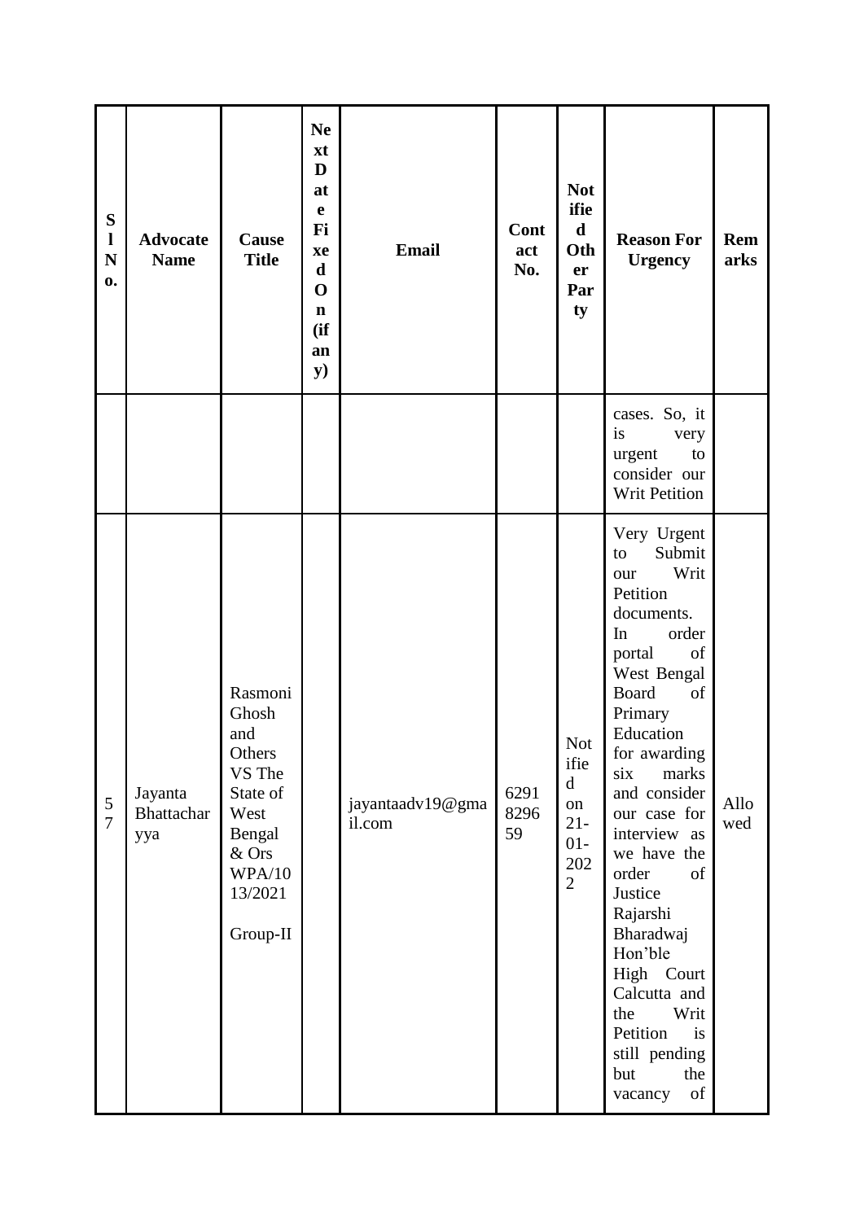| Sl No. | Advocate Name | Cause Title | Next Date Fixed On (if any) | Email | Contact No. | Notified Other Party | Reason For Urgency | Remarks |
|---|---|---|---|---|---|---|---|---|
| | | | | | | | cases. So, it is very urgent to consider our Writ Petition | |
| 57 | Jayanta Bhattacharyya | Rasmoni Ghosh and Others VS The State of West Bengal & Ors WPA/1013/2021 Group-II | | jayantaadv19@gmail.com | 6291829659 | Notified on 21-01-2022 | Very Urgent to Submit our Writ Petition documents. In order portal of West Bengal Board of Primary Education for awarding six marks and consider our case for interview as we have the order of Justice Rajarshi Bharadwaj Hon'ble High Court Calcutta and the Writ Petition is still pending but the vacancy of | Allowed |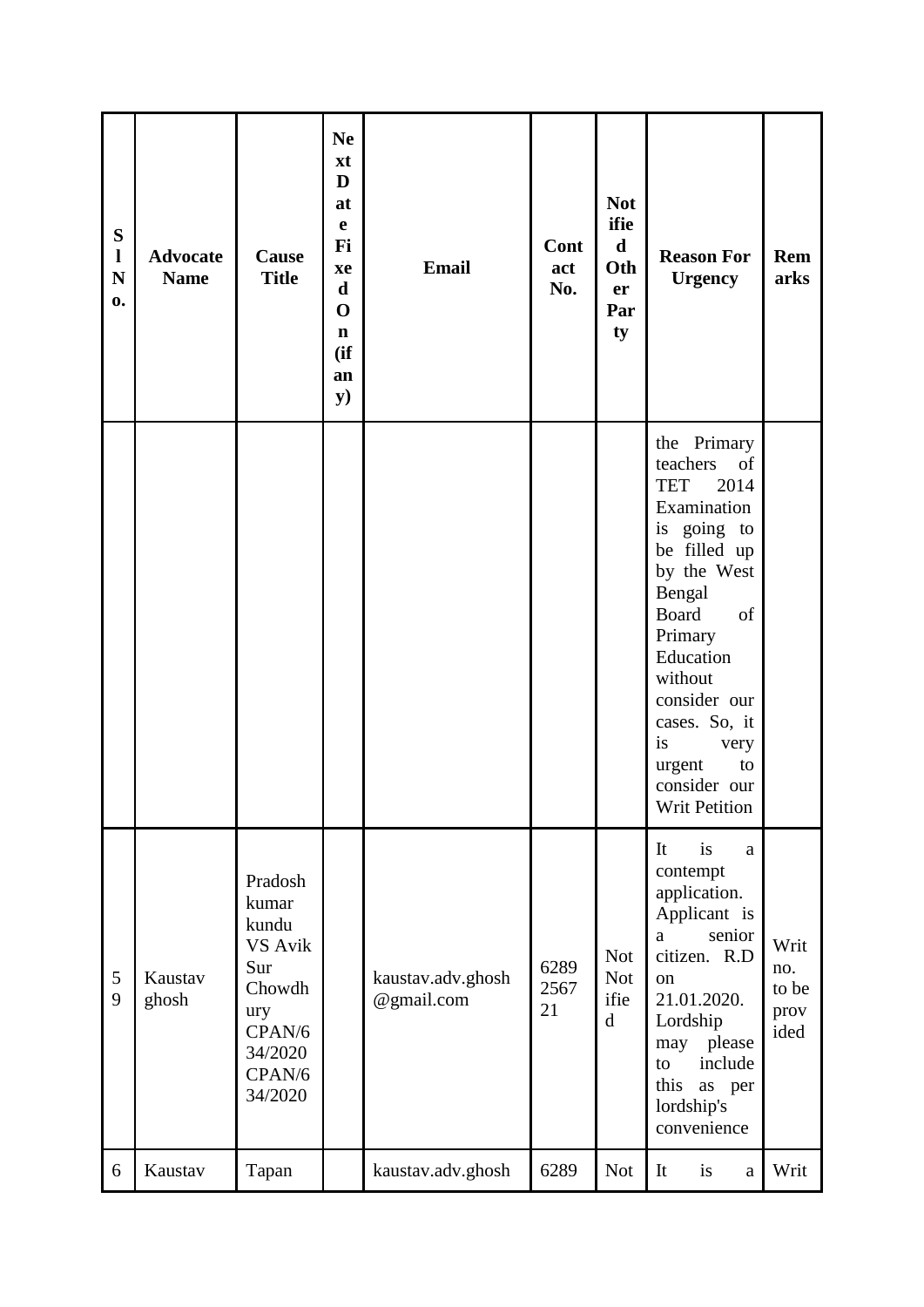| Sl No. | Advocate Name | Cause Title | Next Date Fixed On (if any) | Email | Contact No. | Notified Other Party | Reason For Urgency | Remarks |
|---|---|---|---|---|---|---|---|---|
| | | | | | | | the Primary teachers of TET 2014 Examination is going to be filled up by the West Bengal Board of Primary Education without consider our cases. So, it is very urgent to consider our Writ Petition | |
| 59 | Kaustav ghosh | Pradosh kumar kundu VS Avik Sur Chowdhury CPAN/634/2020 CPAN/634/2020 | | kaustav.adv.ghosh@gmail.com | 6289256721 | Not Notified | It is a contempt application. Applicant is a senior citizen. R.D on 21.01.2020. Lordship may please to include this as per lordship's convenience | Writ no. to be provided |
| 6 | Kaustav | Tapan | | kaustav.adv.ghosh | 6289 | Not | It is a | Writ |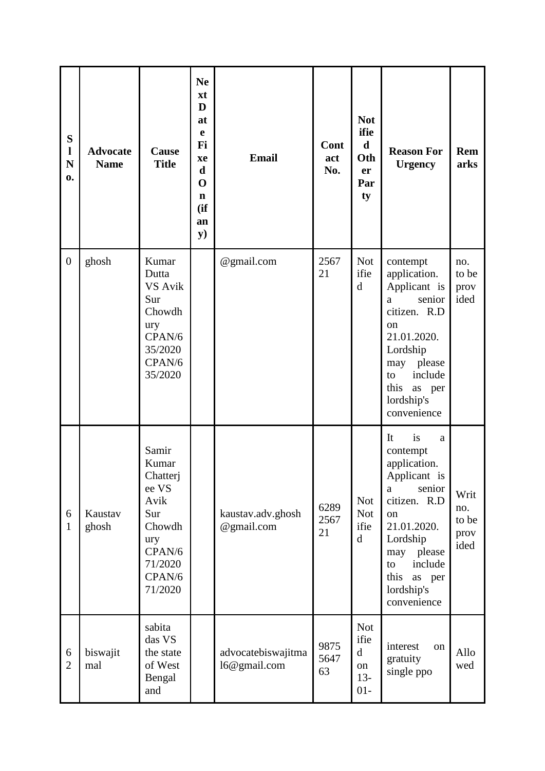| Sl No. | Advocate Name | Cause Title | Next Date Fixed On (if any) | Email | Contact No. | Notified Other Party | Reason For Urgency | Remarks |
|---|---|---|---|---|---|---|---|---|
| 0 | ghosh | Kumar Dutta VS Avik Sur Chowdhury CPAN/635/2020 CPAN/635/2020 | | @gmail.com | 256721 | Notified | contempt application. Applicant is a senior citizen. R.D on 21.01.2020. Lordship may please to include this as per lordship's convenience | no. to be provided |
| 61 | Kaustav ghosh | Samir Kumar Chatterjee VS Avik Sur Chowdhury CPAN/671/2020 CPAN/671/2020 | | kaustav.adv.ghosh@gmail.com | 6289256721 | Not Notified | It is a contempt application. Applicant is a senior citizen. R.D on 21.01.2020. Lordship may please to include this as per lordship's convenience | Writ no. to be provided |
| 62 | biswajit mal | sabita das VS the state of West Bengal and | | advocatebiswajitmal6@gmail.com | 9875564763 | Notified on 13-01- | interest on gratuity single ppo | Allowed |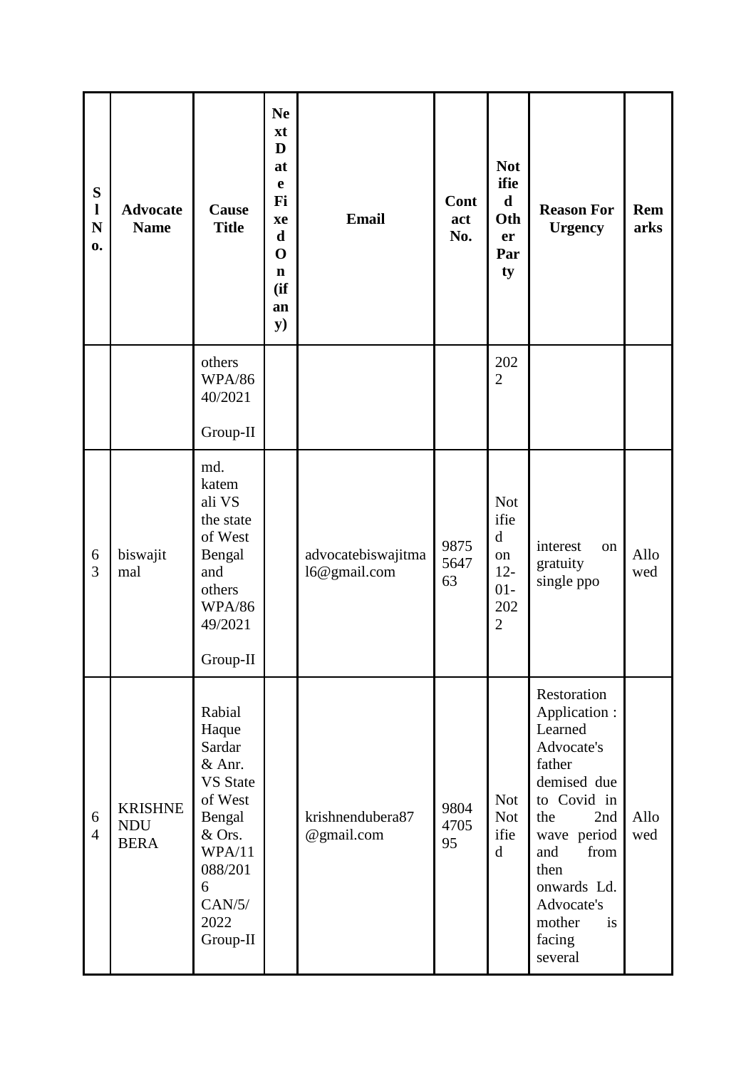| Sl No. | Advocate Name | Cause Title | Next Date Fixed On (if any) | Email | Contact No. | Notified Other Party | Reason For Urgency | Remarks |
|---|---|---|---|---|---|---|---|---|
| | | others WPA/8640/2021 Group-II | | | | 2022 | | |
| 63 | biswajit mal | md. katem ali VS the state of West Bengal and others WPA/8649/2021 Group-II | | advocatebiswajitmal6@gmail.com | 9875564763 | Notified on 12-01-2022 | interest on gratuity single ppo | Allowed |
| 64 | KRISHNENDU BERA | Rabial Haque Sardar & Anr. VS State of West Bengal & Ors. WPA/11088/2016 CAN/5/2022 Group-II | | krishnendubera87@gmail.com | 9804470595 | Not Notified | Restoration Application : Learned Advocate's father demised due to Covid in the 2nd wave period and from then onwards Ld. Advocate's mother is facing several | Allowed |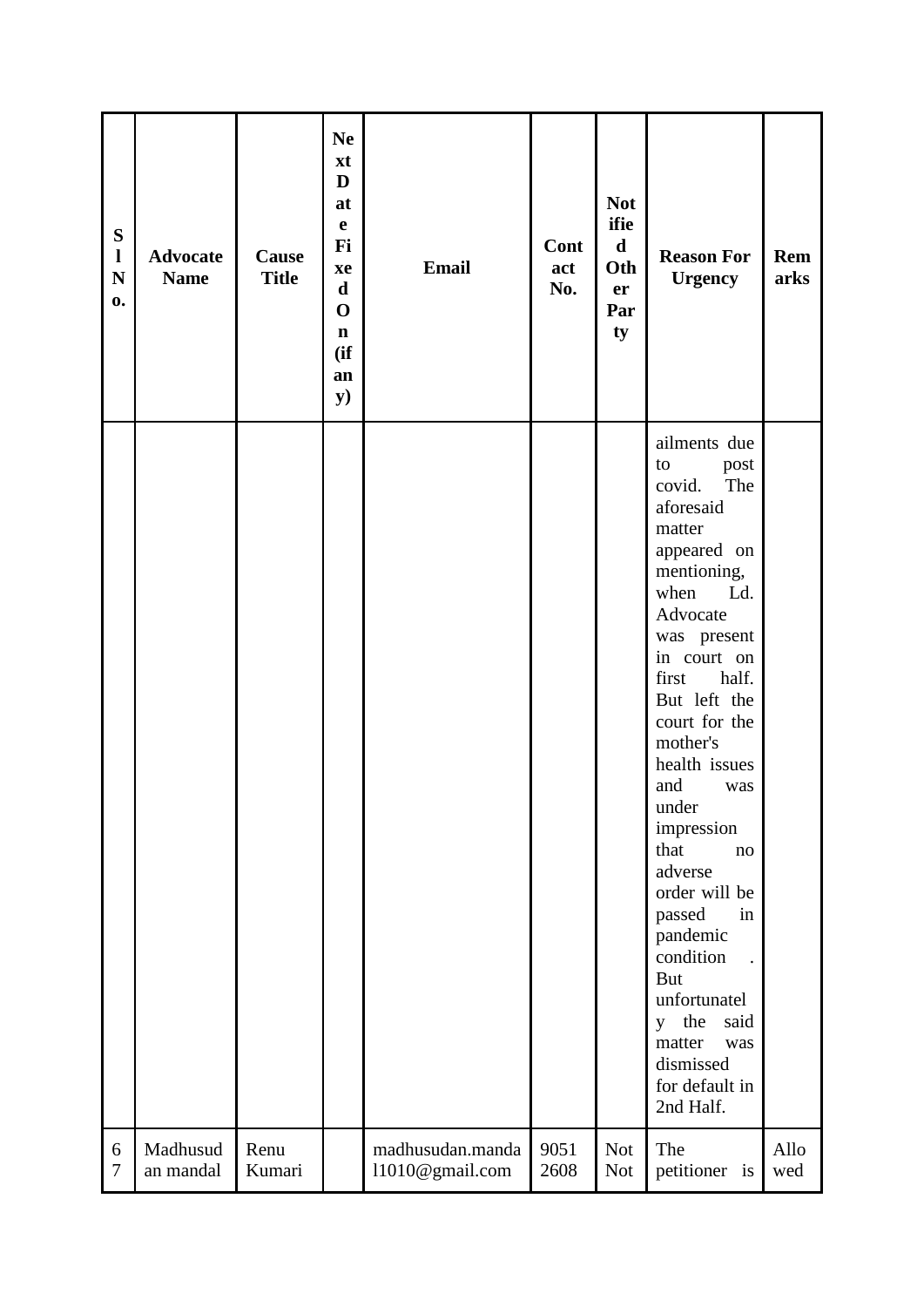| Sl No. | Advocate Name | Cause Title | Next Date Fixed On (if any) | Email | Contact No. | Notified Other Party | Reason For Urgency | Remarks |
|---|---|---|---|---|---|---|---|---|
| | | | | | | | ailments due to post covid. The aforesaid matter appeared on mentioning, when Ld. Advocate was present in court on first half. But left the court for the mother's health issues and was under impression that no adverse order will be passed in pandemic condition . But unfortunately the said matter was dismissed for default in 2nd Half. | |
| 67 | Madhusudan mandal | Renu Kumari | | madhusudan.mandal1010@gmail.com | 90512608 | Not Not | The petitioner is | Allowed |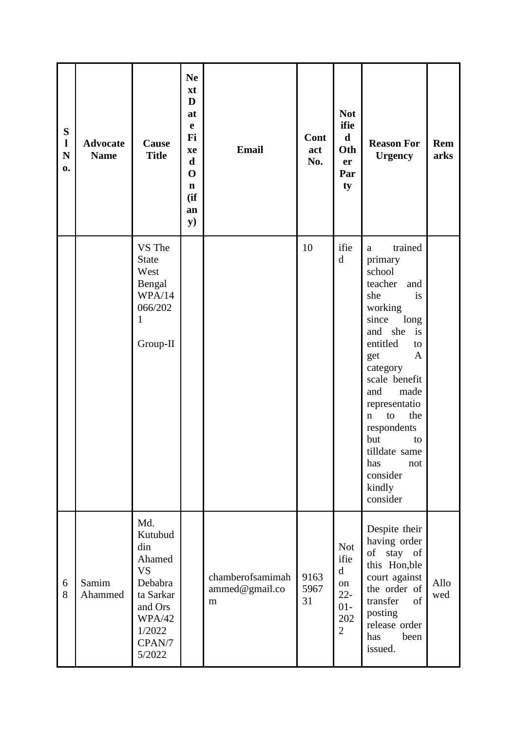| Sl No. | Advocate Name | Cause Title | Next Date Fixed On (if any) | Email | Contact No. | Notified Other Party | Reason For Urgency | Remarks |
|---|---|---|---|---|---|---|---|---|
| | | VS The State West Bengal WPA/14066/2021 Group-II | | | 10 | ified | a trained primary school teacher and she is working since long and she is entitled to get A category scale benefit and made representation to the respondents but to tilldate same has not consider kindly consider | |
| 68 | Samim Ahammed | Md. Kutubuddin Ahamed VS Debabrata Sarkar and Ors WPA/421/2022 CPAN/75/2022 | | chamberofsamimahammed@gmail.com | 9163596731 | Notified on 22-01-2022 | Despite their having order of stay of this Hon,ble court against the order of transfer of posting release order has been issued. | Allowed |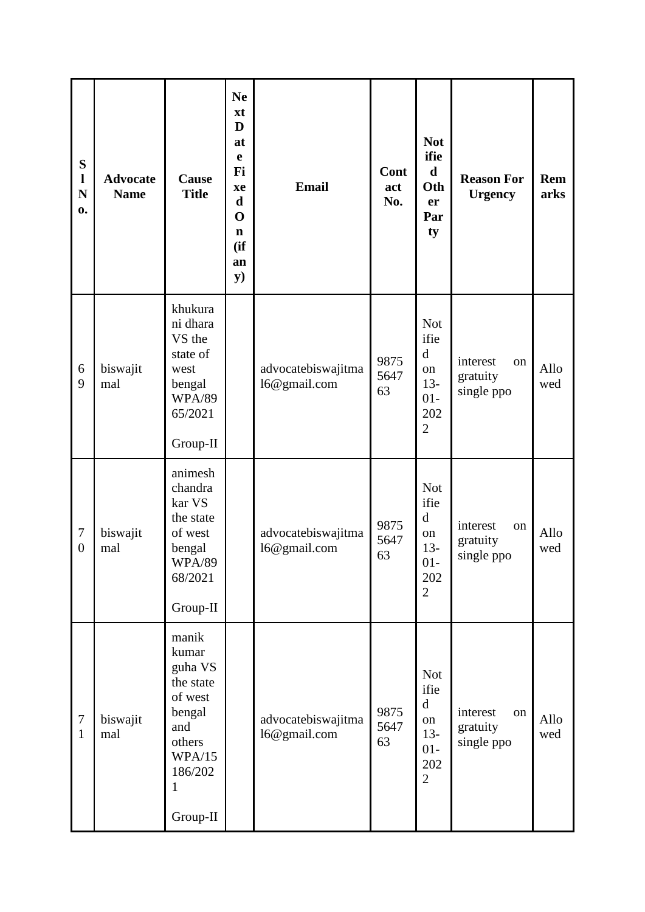| Sl No. | Advocate Name | Cause Title | Next Date Fixed On (if any) | Email | Contact No. | Notified Other Party | Reason For Urgency | Remarks |
|---|---|---|---|---|---|---|---|---|
| 69 | biswajit mal | khukurani dhara VS the state of west bengal WPA/8965/2021 Group-II | | advocatebiswajitmal6@gmail.com | 9875564763 | Notified on 13-01-2022 | interest on gratuity single ppo | Allowed |
| 70 | biswajit mal | animesh chandra kar VS the state of west bengal WPA/8968/2021 Group-II | | advocatebiswajitmal6@gmail.com | 9875564763 | Notified on 13-01-2022 | interest on gratuity single ppo | Allowed |
| 71 | biswajit mal | manik kumar guha VS the state of west bengal and others WPA/15186/2021 Group-II | | advocatebiswajitmal6@gmail.com | 9875564763 | Notified on 13-01-2022 | interest on gratuity single ppo | Allowed |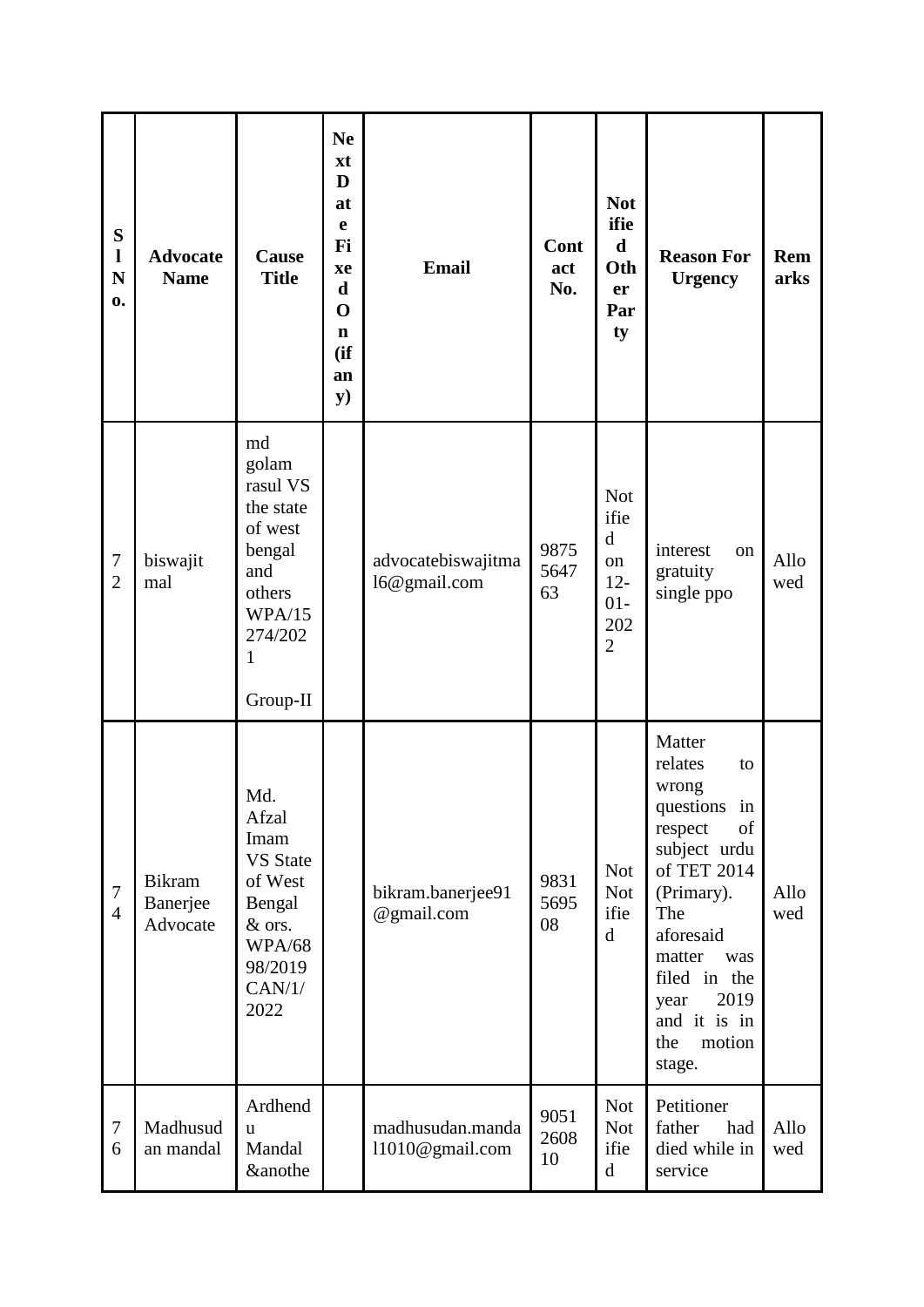| Sl No. | Advocate Name | Cause Title | Next Date Fixed On (if any) | Email | Contact No. | Notified Other Party | Reason For Urgency | Remarks |
|---|---|---|---|---|---|---|---|---|
| 72 | biswajit mal | md golam rasul VS the state of west bengal and others WPA/15274/2021 Group-II | | advocatebiswajitmal6@gmail.com | 9875564763 | Notified on 12-01-2022 | interest on gratuity single ppo | Allowed |
| 74 | Bikram Banerjee Advocate | Md. Afzal Imam VS State of West Bengal & ors. WPA/6898/2019 CAN/1/2022 | | bikram.banerjee91@gmail.com | 9831569508 | Not Notified | Matter relates to wrong questions in respect of subject urdu of TET 2014 (Primary). The aforesaid matter was filed in the year 2019 and it is in the motion stage. | Allowed |
| 76 | Madhusudan mandal | Ardhendu Mandal &anothe | | madhusudan.mandal1010@gmail.com | 9051260810 | Not Notified | Petitioner father had died while in service | Allowed |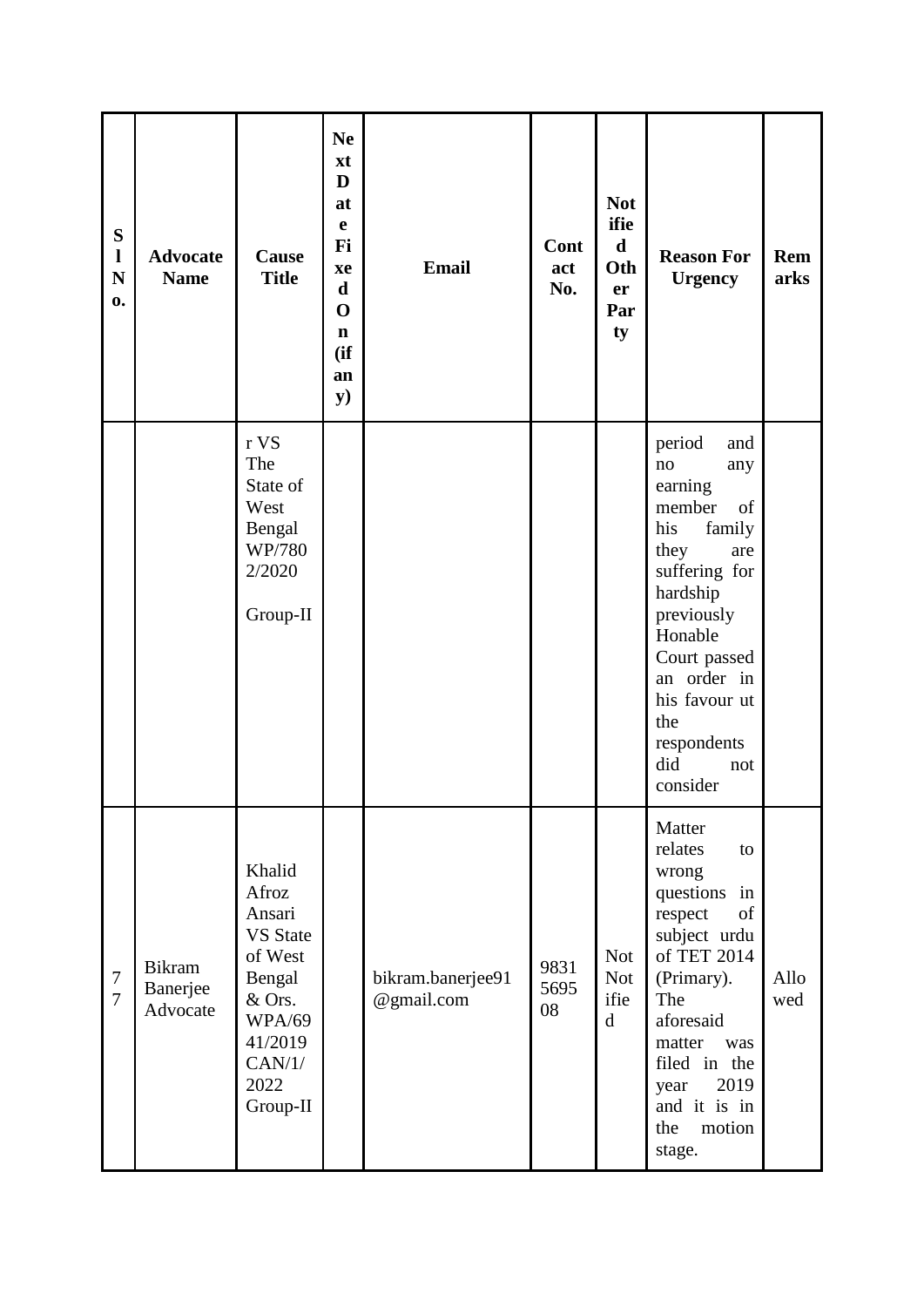| Sl No. | Advocate Name | Cause Title | Next Date Fixed On (if any) | Email | Contact No. | Notified Other Party | Reason For Urgency | Remarks |
|---|---|---|---|---|---|---|---|---|
| | | r VS The State of West Bengal WP/7802/2020 Group-II | | | | | period and no any earning member of his family they are suffering for hardship previously Honable Court passed an order in his favour ut the respondents did not consider | |
| 77 | Bikram Banerjee Advocate | Khalid Afroz Ansari VS State of West Bengal & Ors. WPA/6941/2019 CAN/1/2022 Group-II | | bikram.banerjee91@gmail.com | 9831569508 | Not Notified | Matter relates to wrong questions in respect of subject urdu of TET 2014 (Primary). The aforesaid matter was filed in the year 2019 and it is in the motion stage. | Allowed |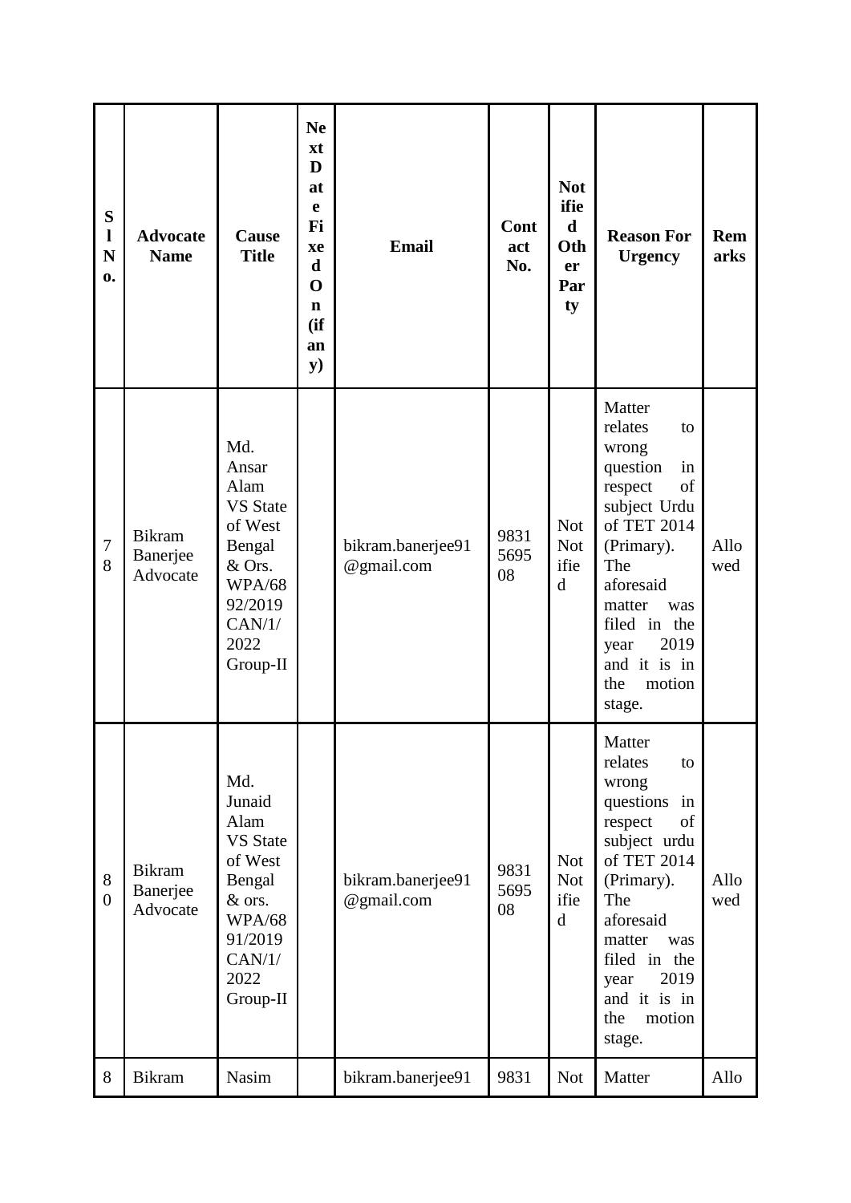| Sl No. | Advocate Name | Cause Title | Next Date Fixed On (if any) | Email | Contact No. | Notified Other Party | Reason For Urgency | Remarks |
|---|---|---|---|---|---|---|---|---|
| 78 | Bikram Banerjee Advocate | Md. Ansar Alam VS State of West Bengal & Ors. WPA/6892/2019 CAN/1/2022 Group-II | | bikram.banerjee91@gmail.com | 9831569508 | Not Notified | Matter relates to wrong question in respect of subject Urdu of TET 2014 (Primary). The aforesaid matter was filed in the year 2019 and it is in the motion stage. | Allowed |
| 80 | Bikram Banerjee Advocate | Md. Junaid Alam VS State of West Bengal & ors. WPA/6891/2019 CAN/1/2022 Group-II | | bikram.banerjee91@gmail.com | 9831569508 | Not Notified | Matter relates to wrong questions in respect of subject urdu of TET 2014 (Primary). The aforesaid matter was filed in the year 2019 and it is in the motion stage. | Allowed |
| 8 | Bikram | Nasim | | bikram.banerjee91 | 9831 | Not | Matter | Allo |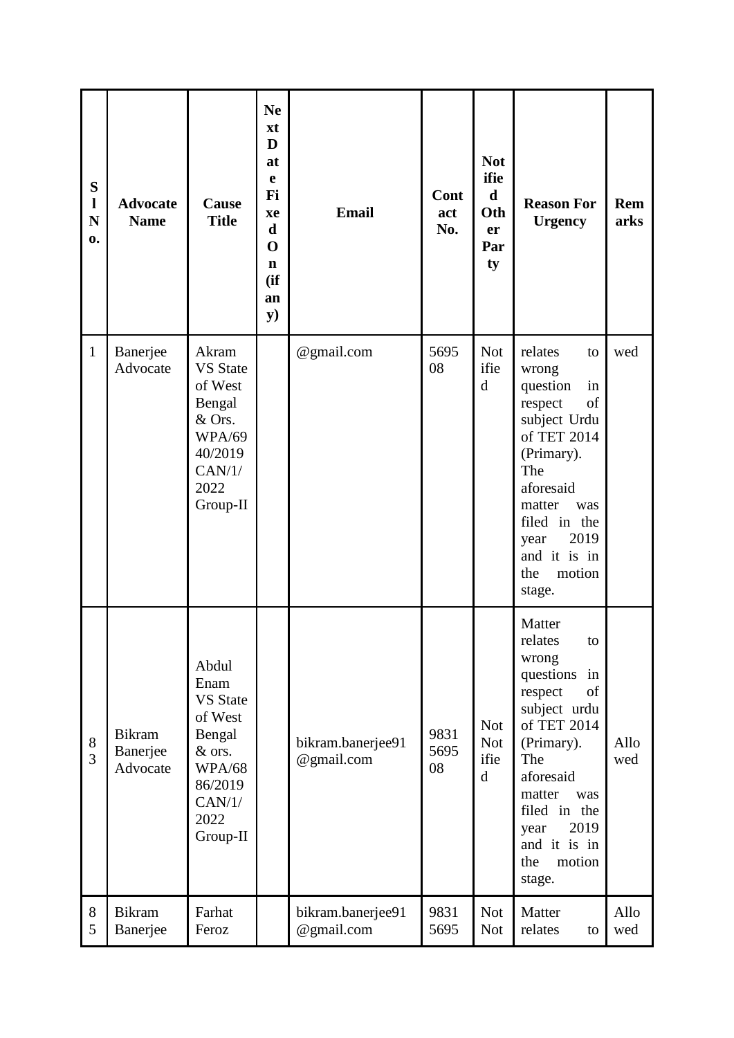| Sl No. | Advocate Name | Cause Title | Next Date Fixed On (if any) | Email | Contact No. | Notified Other Party | Reason For Urgency | Remarks |
|---|---|---|---|---|---|---|---|---|
| 1 | Banerjee Advocate | Akram VS State of West Bengal & Ors. WPA/6940/2019 CAN/1/2022 Group-II | | @gmail.com | 569508 | Not ified | relates to wrong question in respect of subject Urdu of TET 2014 (Primary). The aforesaid matter was filed in the year 2019 and it is in the motion stage. | wed |
| 83 | Bikram Banerjee Advocate | Abdul Enam VS State of West Bengal & ors. WPA/6886/2019 CAN/1/2022 Group-II | | bikram.banerjee91@gmail.com | 9831569508 | Not Notified | Matter relates to wrong questions in respect of subject urdu of TET 2014 (Primary). The aforesaid matter was filed in the year 2019 and it is in the motion stage. | Allowed |
| 85 | Bikram Banerjee | Farhat Feroz | | bikram.banerjee91@gmail.com | 98315695 | Not Not | Matter relates to | Allowed |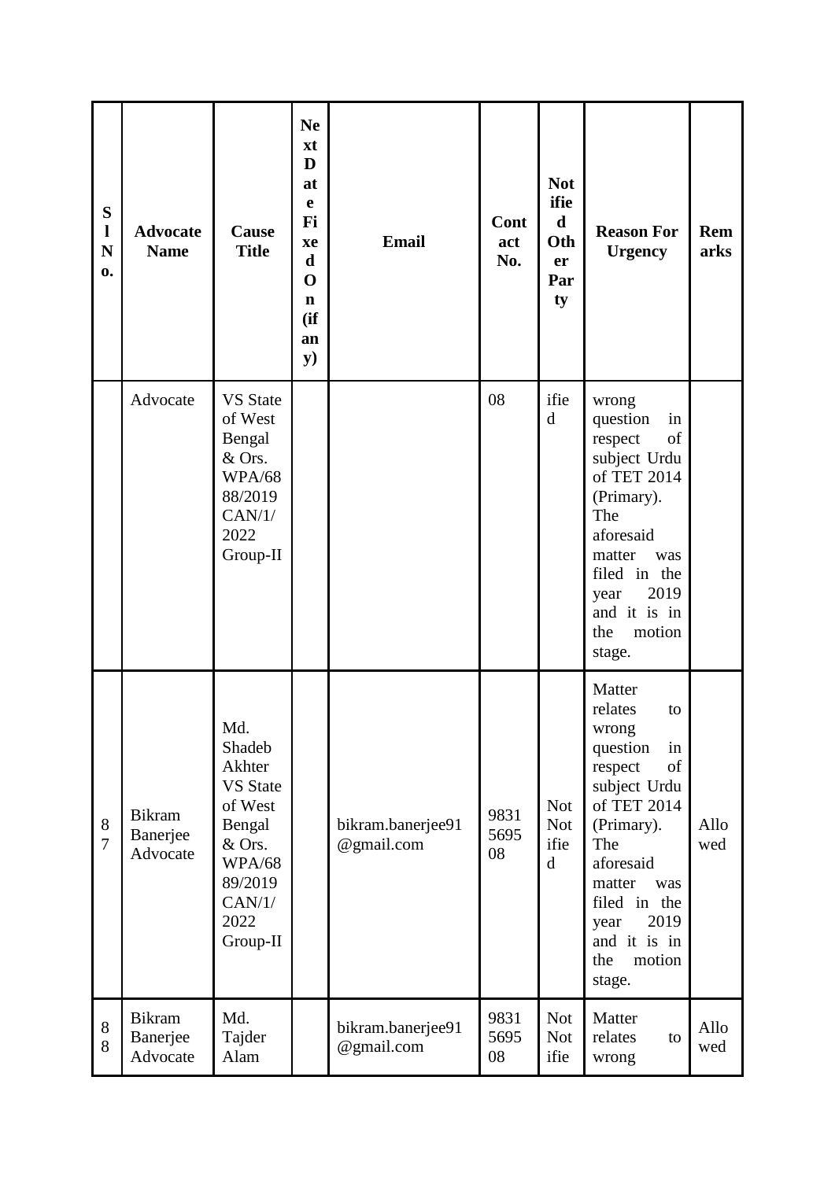| Sl No. | Advocate Name | Cause Title | Next Date Fixed On (if any) | Email | Contact No. | Notified Other Party | Reason For Urgency | Remarks |
|---|---|---|---|---|---|---|---|---|
| | Advocate | VS State of West Bengal & Ors. WPA/6888/2019 CAN/1/2022 Group-II | | | 08 | ified | wrong question in respect of subject Urdu of TET 2014 (Primary). The aforesaid matter was filed in the year 2019 and it is in the motion stage. | |
| 87 | Bikram Banerjee Advocate | Md. Shadeb Akhter VS State of West Bengal & Ors. WPA/6889/2019 CAN/1/2022 Group-II | | bikram.banerjee91@gmail.com | 9831569508 | Not Notified | Matter relates to wrong question in respect of subject Urdu of TET 2014 (Primary). The aforesaid matter was filed in the year 2019 and it is in the motion stage. | Allowed |
| 88 | Bikram Banerjee Advocate | Md. Tajder Alam | | bikram.banerjee91@gmail.com | 9831569508 | Not Notifie | Matter relates to wrong | Allowed |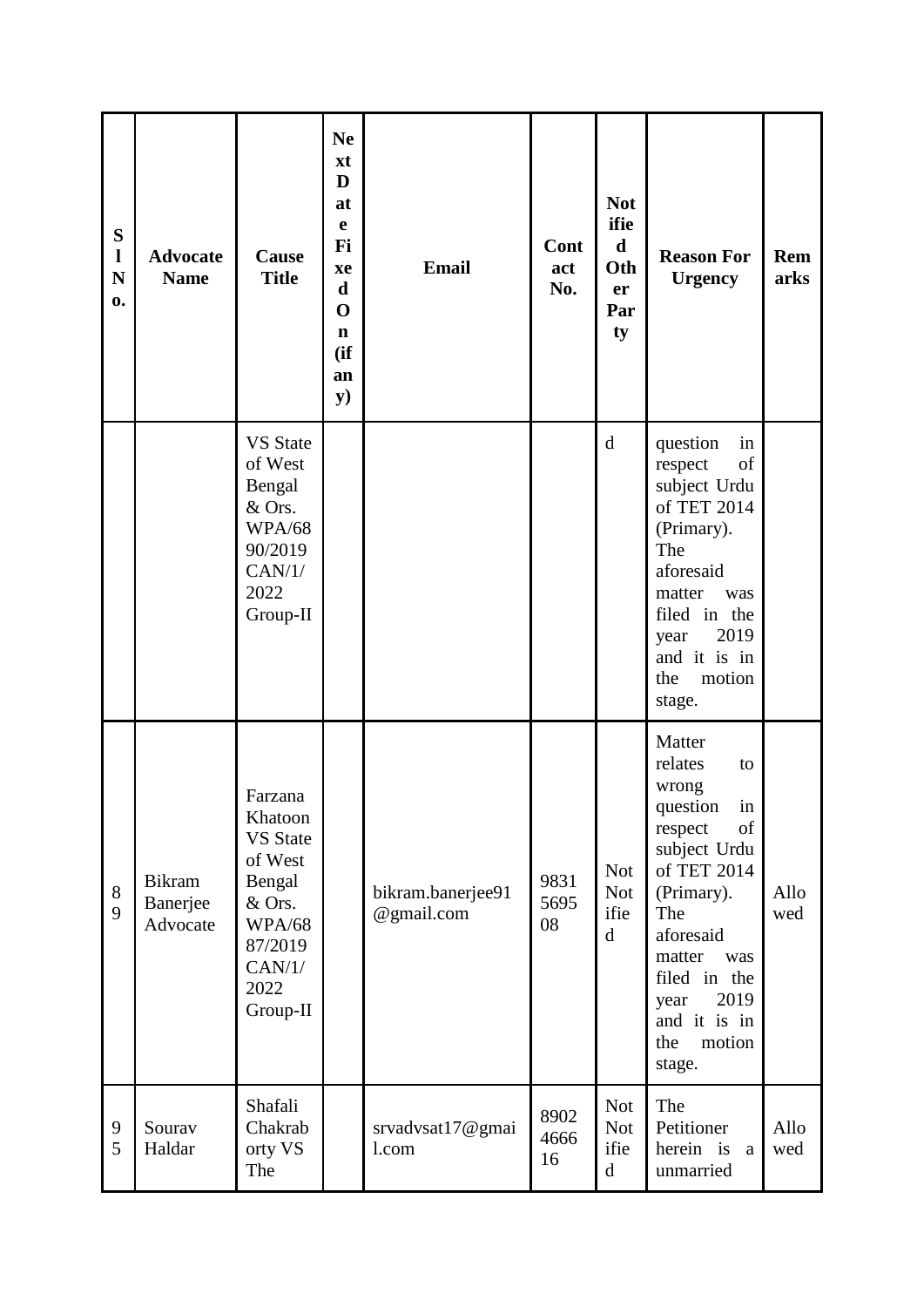| Sl No. | Advocate Name | Cause Title | Next Date Fixed On (if any) | Email | Contact No. | Notified Other Party | Reason For Urgency | Remarks |
|---|---|---|---|---|---|---|---|---|
| | | VS State of West Bengal & Ors. WPA/6890/2019 CAN/1/2022 Group-II | | | | d | question in respect of subject Urdu of TET 2014 (Primary). The aforesaid matter was filed in the year 2019 and it is in the motion stage. | |
| 89 | Bikram Banerjee Advocate | Farzana Khatoon VS State of West Bengal & Ors. WPA/6887/2019 CAN/1/2022 Group-II | | bikram.banerjee91@gmail.com | 9831569508 | Not Notified | Matter relates to wrong question in respect of subject Urdu of TET 2014 (Primary). The aforesaid matter was filed in the year 2019 and it is in the motion stage. | Allowed |
| 95 | Sourav Haldar | Shafali Chakraborty VS The | | srvadvsat17@gmail.com | 8902466616 | Not Notified | The Petitioner herein is a unmarried | Allowed |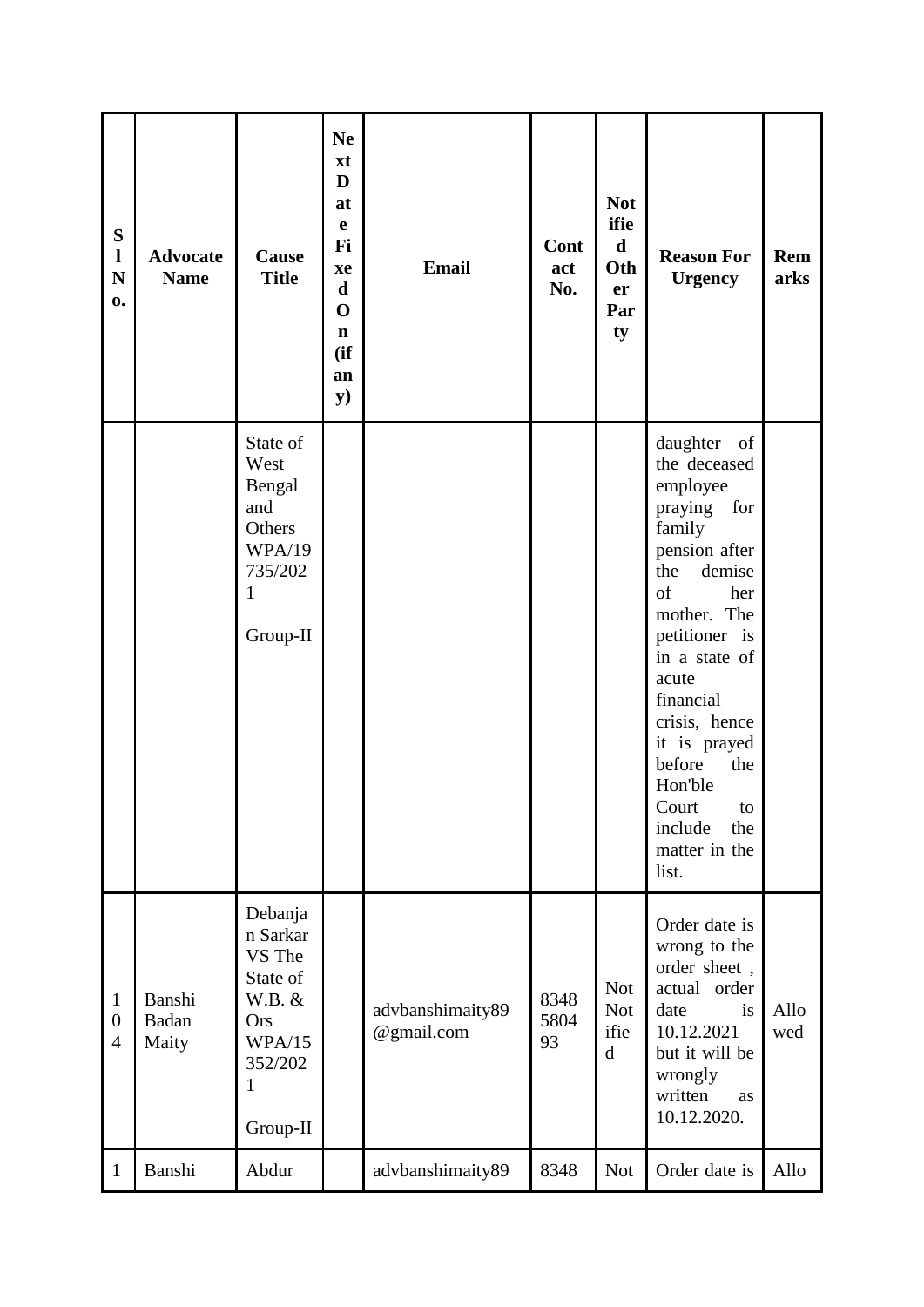| Sl No. | Advocate Name | Cause Title | Next Date Fixed On (if any) | Email | Contact No. | Notified Other Party | Reason For Urgency | Remarks |
|---|---|---|---|---|---|---|---|---|
| | | State of West Bengal and Others WPA/19735/2021 Group-II | | | | | daughter of the deceased employee praying for family pension after the demise of her mother. The petitioner is in a state of acute financial crisis, hence it is prayed before the Hon'ble Court to include the matter in the list. | |
| 104 | Banshi Badan Maity | Debanjan Sarkar VS The State of W.B. & Ors WPA/15352/2021 Group-II | | advbanshimaity89@gmail.com | 8348580493 | Not Notified | Order date is wrong to the order sheet , actual order date is 10.12.2021 but it will be wrongly written as 10.12.2020. | Allowed |
| 1 | Banshi | Abdur | | advbanshimaity89 | 8348 | Not | Order date is | Allo |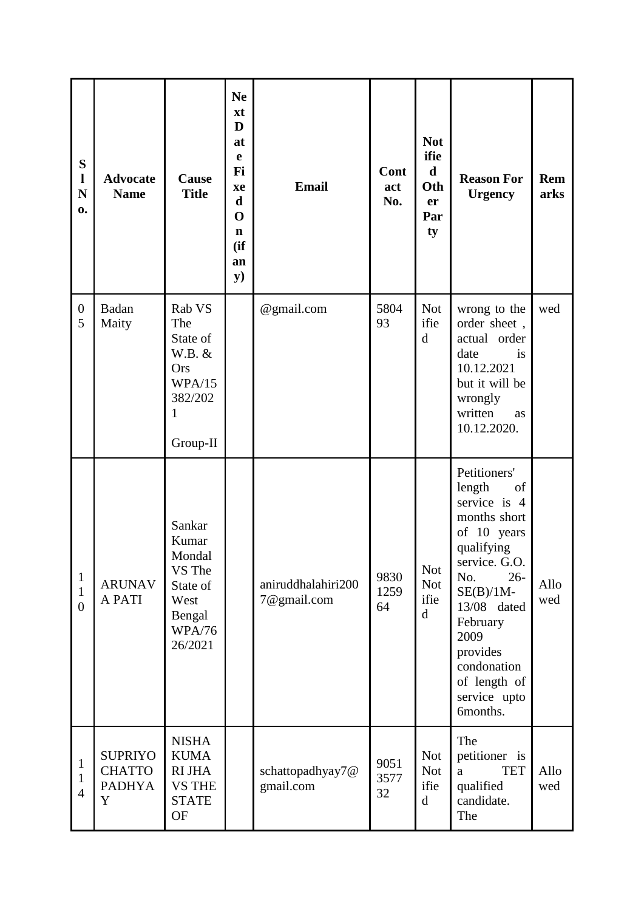| Sl No. | Advocate Name | Cause Title | Next Date Fixed On (if any) | Email | Contact No. | Notified Other Party | Reason For Urgency | Remarks |
|---|---|---|---|---|---|---|---|---|
| 05 | Badan Maity | Rab VS The State of W.B. & Ors WPA/15382/2021 Group-II | | @gmail.com | 580493 | Notified | wrong to the order sheet , actual order date is 10.12.2021 but it will be wrongly written as 10.12.2020. | wed |
| 110 | ARUNAVA PATI | Sankar Kumar Mondal VS The State of West Bengal WPA/7626/2021 | | aniruddhalahiri2007@gmail.com | 9830125964 | Not Notified | Petitioners' length of service is 4 months short of 10 years qualifying service. G.O. No. 26-SE(B)/1M-13/08 dated February 2009 provides condonation of length of service upto 6months. | Allowed |
| 114 | SUPRIYO CHATTOPADHYAY | NISHA KUMARI JHA VS THE STATE OF | | schattopadhyay7@gmail.com | 9051357732 | Not Notified | The petitioner is a TET qualified candidate. The | Allowed |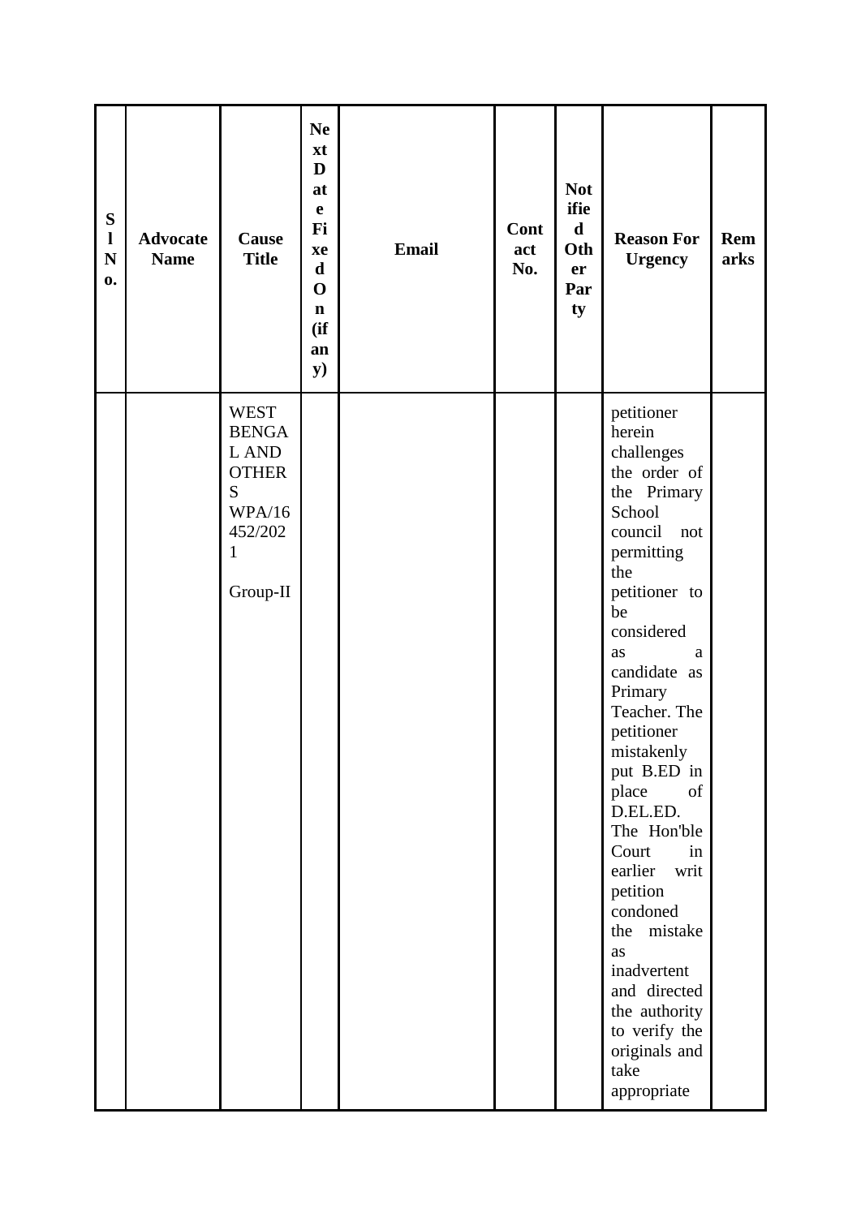| Sl No. | Advocate Name | Cause Title | Next Date Fixed On (if any) | Email | Contact No. | Notified Other Party | Reason For Urgency | Remarks |
|---|---|---|---|---|---|---|---|---|
| | | WEST BENGAL AND OTHERS WPA/16452/2021 Group-II | | | | | petitioner herein challenges the order of the Primary School council not permitting the petitioner to be considered as a candidate as Primary Teacher. The petitioner mistakenly put B.ED in place of D.EL.ED. The Hon'ble Court in earlier writ petition condoned the mistake as inadvertent and directed the authority to verify the originals and take appropriate | |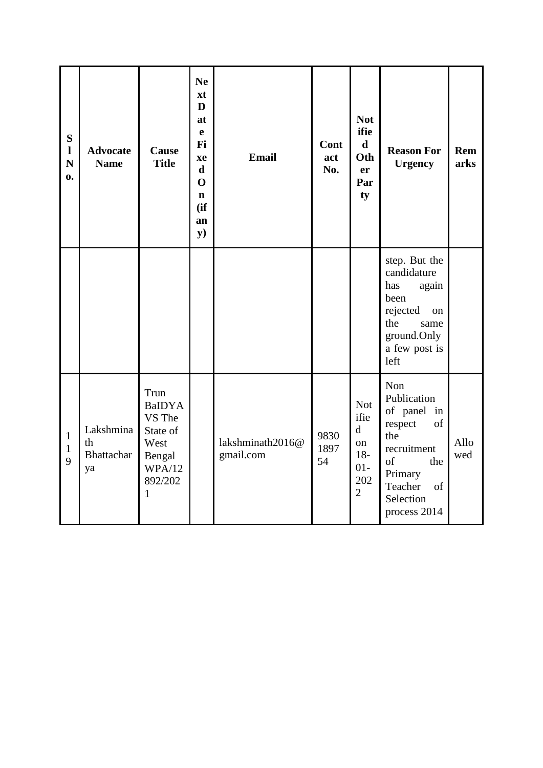| Sl No. | Advocate Name | Cause Title | Next Date Fixed On (if any) | Email | Contact No. | Notified Other Party | Reason For Urgency | Remarks |
|---|---|---|---|---|---|---|---|---|
| | | | | | | | step. But the candidature has again been rejected on the same ground.Only a few post is left | |
| 119 | Lakshminath Bhattacharya | Trun BaIDYA VS The State of West Bengal WPA/12892/2021 | | lakshminath2016@gmail.com | 9830189754 | Notified on 18-01-2022 | Non Publication of panel in respect of the recruitment of the Primary Teacher of Selection process 2014 | Allowed |